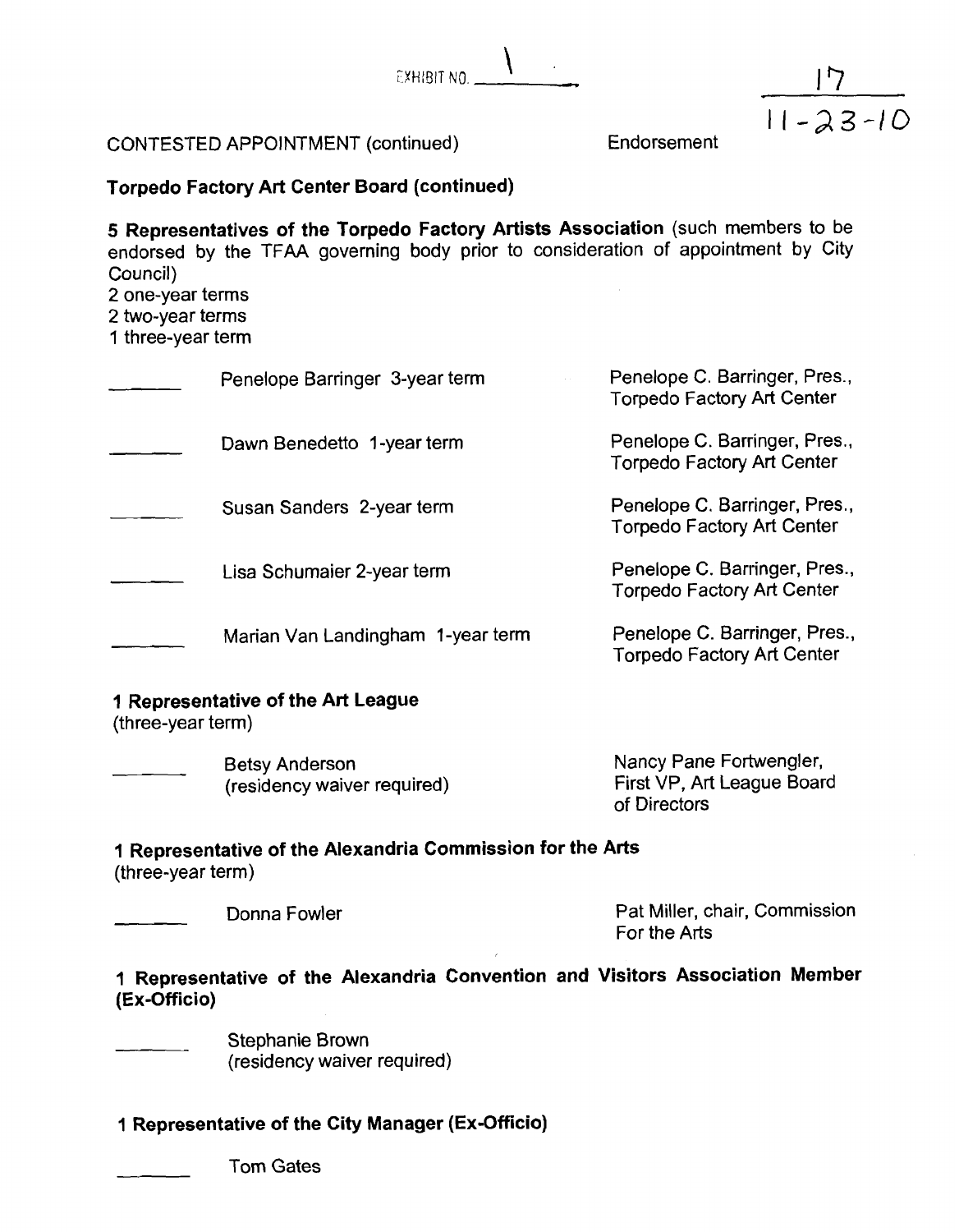EXHIBIT NO. 1

17
11-23-10

CONTESTED APPOINTMENT (continued) Endorsement

**Torpedo Factory Art Center Board (continued)**

**5 Representatives of the Torpedo Factory Artists Association** (such members to be endorsed by the TFAA governing body prior to consideration of appointment by City Council)
2 one-year terms
2 two-year terms
1 three-year term

| | Name | Endorsement |
|---|---|---|
| _______ | Penelope Barringer 3-year term | Penelope C. Barringer, Pres., Torpedo Factory Art Center |
| _______ | Dawn Benedetto 1-year term | Penelope C. Barringer, Pres., Torpedo Factory Art Center |
| _______ | Susan Sanders 2-year term | Penelope C. Barringer, Pres., Torpedo Factory Art Center |
| _______ | Lisa Schumaier 2-year term | Penelope C. Barringer, Pres., Torpedo Factory Art Center |
| _______ | Marian Van Landingham 1-year term | Penelope C. Barringer, Pres., Torpedo Factory Art Center |

**1 Representative of the Art League**
(three-year term)

| | Name | Endorsement |
|---|---|---|
| _______ | Betsy Anderson (residency waiver required) | Nancy Pane Fortwengler, First VP, Art League Board of Directors |

**1 Representative of the Alexandria Commission for the Arts**
(three-year term)

| | Name | Endorsement |
|---|---|---|
| _______ | Donna Fowler | Pat Miller, chair, Commission For the Arts |

**1 Representative of the Alexandria Convention and Visitors Association Member (Ex-Officio)**

_______ Stephanie Brown
(residency waiver required)

**1 Representative of the City Manager (Ex-Officio)**

_______ Tom Gates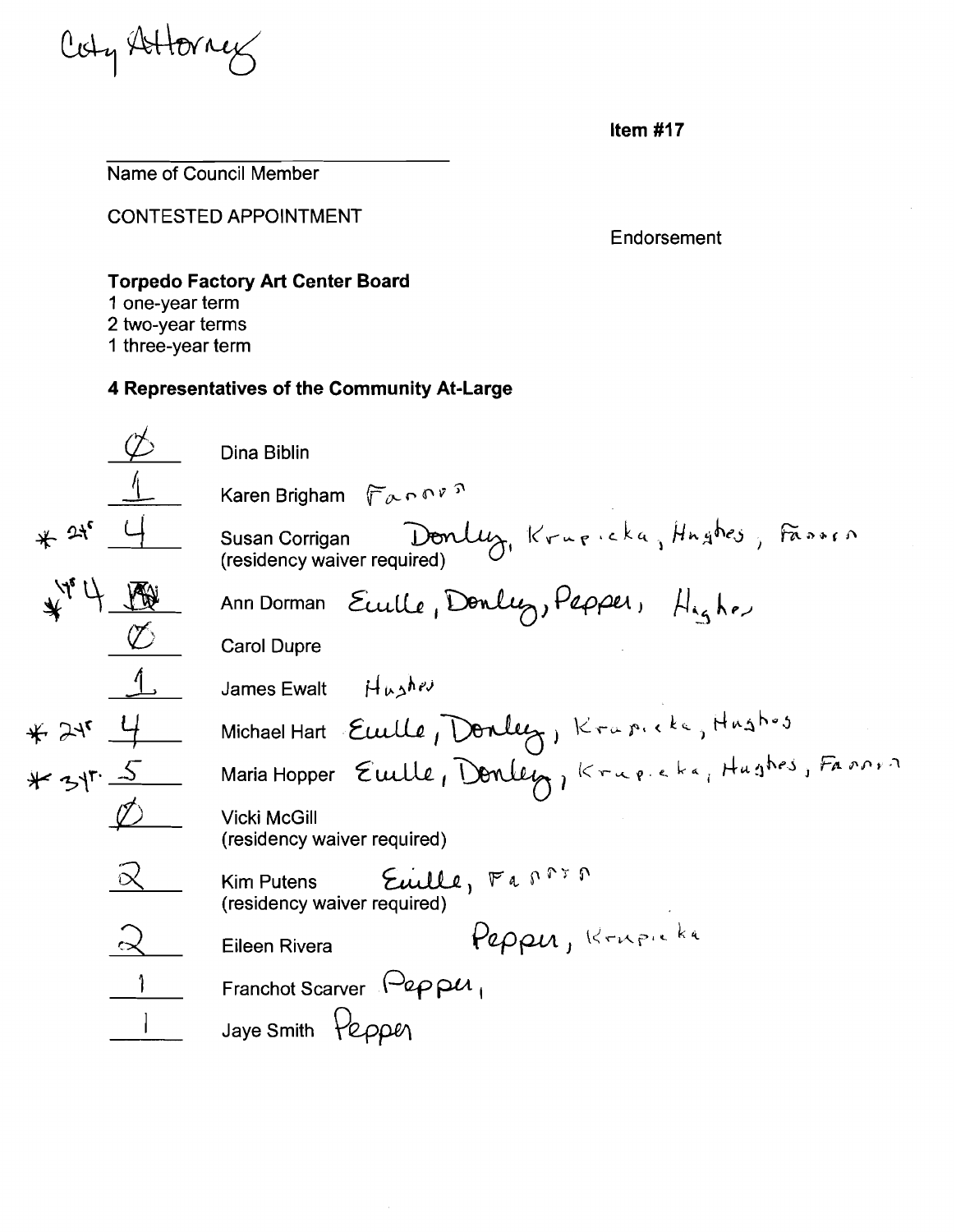City Attorney

**Item #17**

Name of Council Member

CONTESTED APPOINTMENT

Endorsement

### Torpedo Factory Art Center Board

1 one-year term
2 two-year terms
1 three-year term

### 4 Representatives of the Community At-Large

| Votes | Name | Endorsement |
|---|---|---|
| Ø | Dina Biblin | |
| 1 | Karen Brigham | Fannon |
| * 2yr 4 | Susan Corrigan (residency waiver required) | Donley, Krupicka, Hughes, Fannon |
| * 1yr 4 | Ann Dorman | Euille, Donley, Pepper, Hughes |
| Ø | Carol Dupre | |
| 1 | James Ewalt | Hughes |
| * 2yr 4 | Michael Hart | Euille, Donley, Krupicka, Hughes |
| * 3yr 5 | Maria Hopper | Euille, Donley, Krupicka, Hughes, Fannon |
| Ø | Vicki McGill (residency waiver required) | |
| 2 | Kim Putens (residency waiver required) | Euille, Fannon |
| 2 | Eileen Rivera | Pepper, Krupicka |
| 1 | Franchot Scarver | Pepper, |
| 1 | Jaye Smith | Pepper |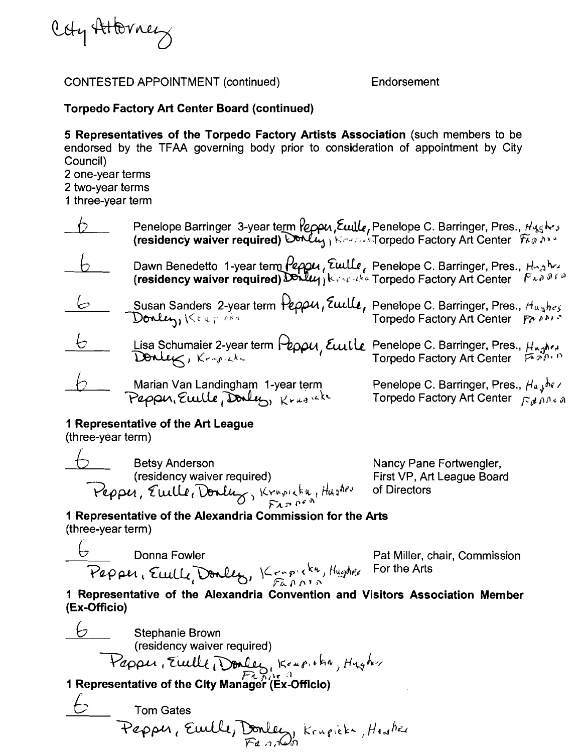City Attorney

CONTESTED APPOINTMENT (continued) Endorsement

**Torpedo Factory Art Center Board (continued)**

**5 Representatives of the Torpedo Factory Artists Association** (such members to be endorsed by the TFAA governing body prior to consideration of appointment by City Council)
2 one-year terms
2 two-year terms
1 three-year term

| Vote | Nominee | Endorsement |
|---|---|---|
| 6 | Penelope Barringer 3-year term **(residency waiver required)** Pepper, Euille, Donley, Krupicka | Penelope C. Barringer, Pres., Torpedo Factory Art Center Hughes, Fannon |
| 6 | Dawn Benedetto 1-year term **(residency waiver required)** Pepper, Euille, Donley, Krupicka | Penelope C. Barringer, Pres., Torpedo Factory Art Center Hughes, Fannon |
| 6 | Susan Sanders 2-year term Pepper, Euille, Donley, Krupicka | Penelope C. Barringer, Pres., Torpedo Factory Art Center Hughes, Fannon |
| 6 | Lisa Schumaier 2-year term Pepper, Euille, Donley, Krupicka | Penelope C. Barringer, Pres., Torpedo Factory Art Center Hughes, Fannon |
| 6 | Marian Van Landingham 1-year term Pepper, Euille, Donley, Krupicka | Penelope C. Barringer, Pres., Torpedo Factory Art Center Hughes, Fannon |

**1 Representative of the Art League**
(three-year term)

| Vote | Nominee | Endorsement |
|---|---|---|
| 6 | Betsy Anderson (residency waiver required) Pepper, Euille, Donley, Krupicka, Hughes, Fannon | Nancy Pane Fortwengler, First VP, Art League Board of Directors |

**1 Representative of the Alexandria Commission for the Arts**
(three-year term)

| Vote | Nominee | Endorsement |
|---|---|---|
| 6 | Donna Fowler Pepper, Euille, Donley, Krupicka, Hughes, Fannon | Pat Miller, chair, Commission For the Arts |

**1 Representative of the Alexandria Convention and Visitors Association Member (Ex-Officio)**

| Vote | Nominee |
|---|---|
| 6 | Stephanie Brown (residency waiver required) Pepper, Euille, Donley, Krupicka, Hughes, Fannon |

**1 Representative of the City Manager (Ex-Officio)**

| Vote | Nominee |
|---|---|
| 6 | Tom Gates Pepper, Euille, Donley, Krupicka, Hughes, Fannon |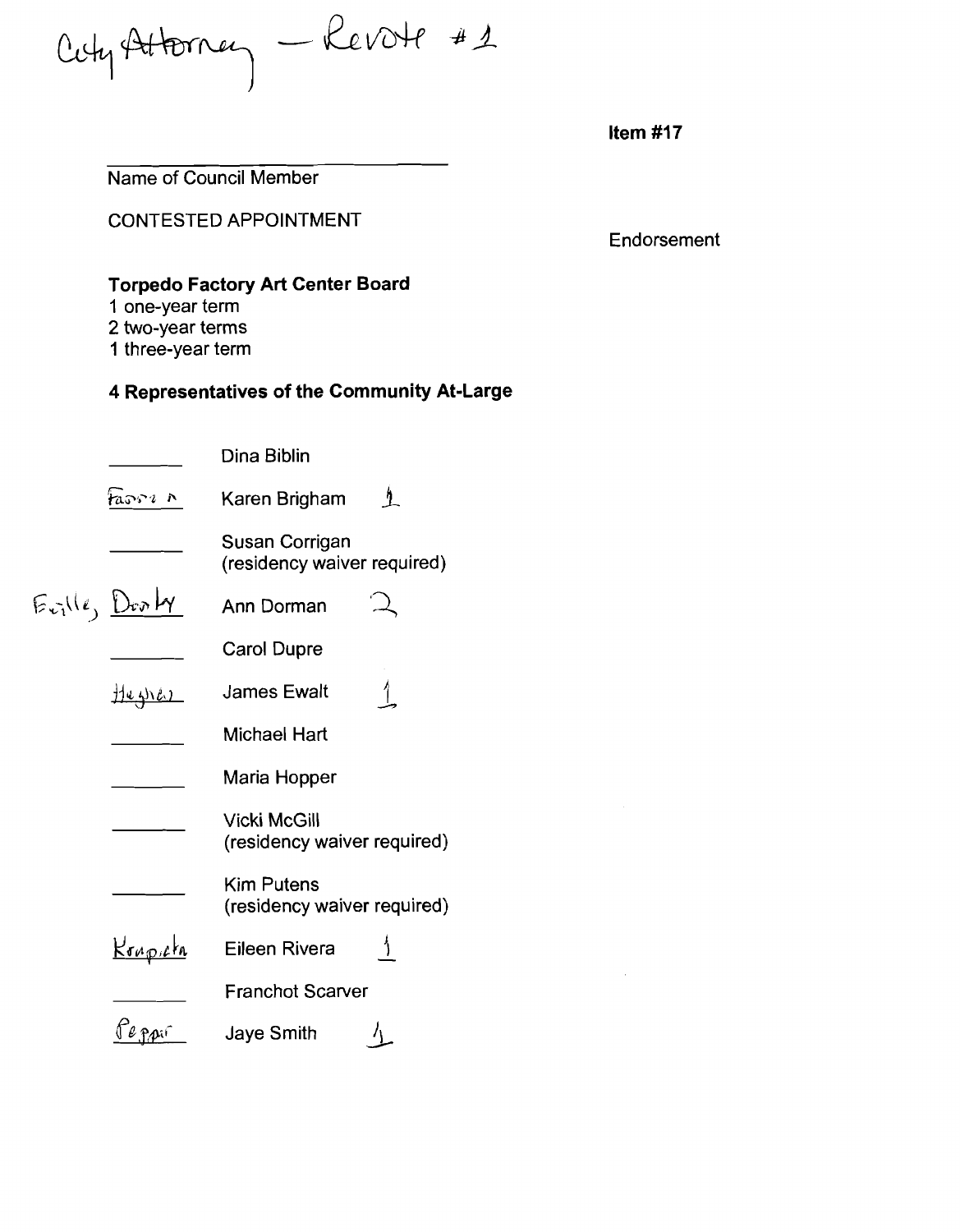City Attorney — Revote #1

**Item #17**

Name of Council Member

CONTESTED APPOINTMENT

Endorsement

### Torpedo Factory Art Center Board

1 one-year term
2 two-year terms
1 three-year term

### 4 Representatives of the Community At-Large

| Endorsement | Name | Votes |
|---|---|---|
| | Dina Biblin | |
| Fannon | Karen Brigham | 1 |
| | Susan Corrigan (residency waiver required) | |
| Euille, Donley | Ann Dorman | 2 |
| | Carol Dupre | |
| Hughes | James Ewalt | 1 |
| | Michael Hart | |
| | Maria Hopper | |
| | Vicki McGill (residency waiver required) | |
| | Kim Putens (residency waiver required) | |
| Krupicka | Eileen Rivera | 1 |
| | Franchot Scarver | |
| Pepper | Jaye Smith | 1 |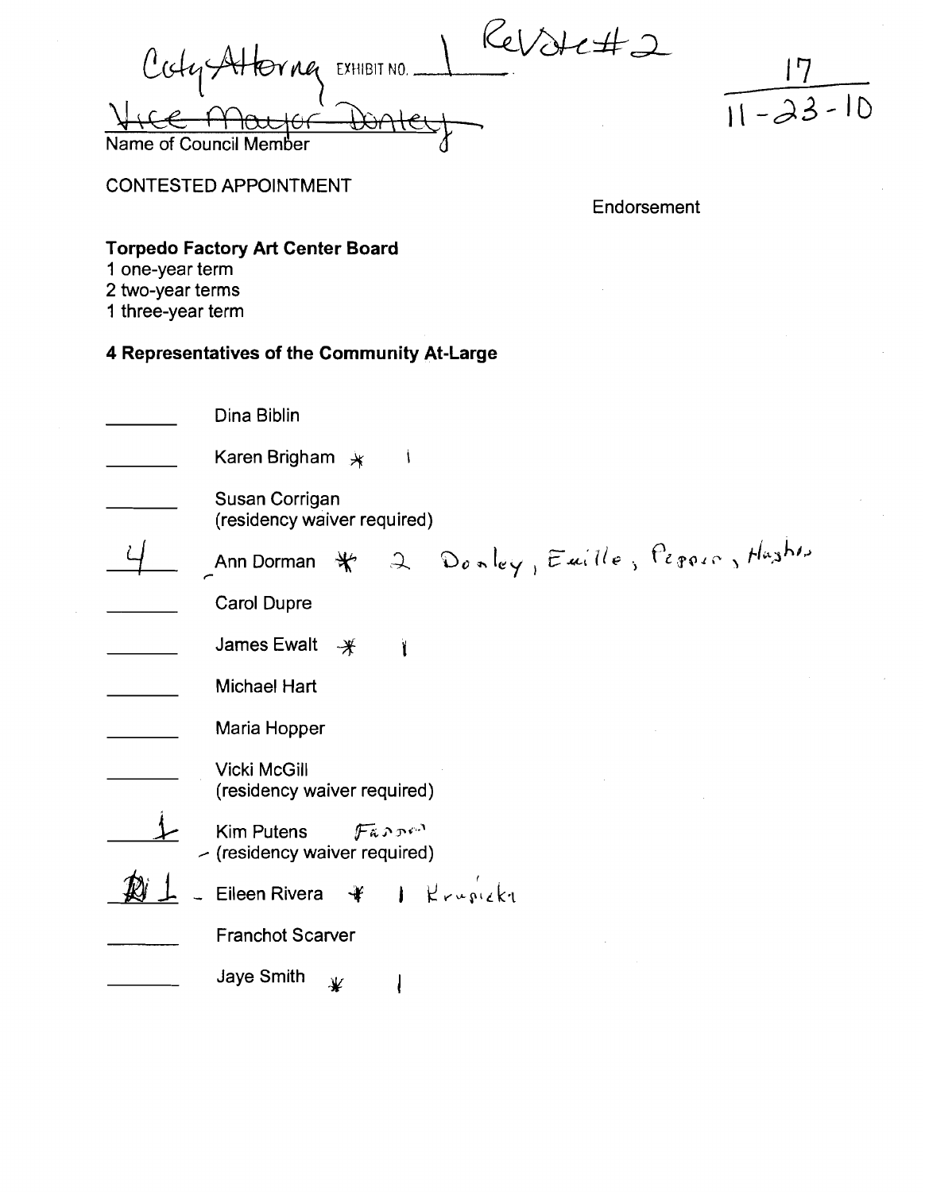Cnty Attorney EXHIBIT NO. 1 ReVote#2

Vice Mayor Donley

Name of Council Member

17

11-23-10

CONTESTED APPOINTMENT

Endorsement

**Torpedo Factory Art Center Board**

1 one-year term
2 two-year terms
1 three-year term

**4 Representatives of the Community At-Large**

| Vote | Name | Notes |
| --- | --- | --- |
| ______ | Dina Biblin | |
| ______ | Karen Brigham * | 1 |
| ______ | Susan Corrigan (residency waiver required) | |
| 4 | Ann Dorman * | 2 Donley, Euille, Pepper, Hughes |
| ______ | Carol Dupre | |
| ______ | James Ewalt * | 1 |
| ______ | Michael Hart | |
| ______ | Maria Hopper | |
| ______ | Vicki McGill (residency waiver required) | |
| 1 | Kim Putens (residency waiver required) | Fannon |
| 1 | Eileen Rivera * | 1 Krupicka |
| ______ | Franchot Scarver | |
| ______ | Jaye Smith * | 1 |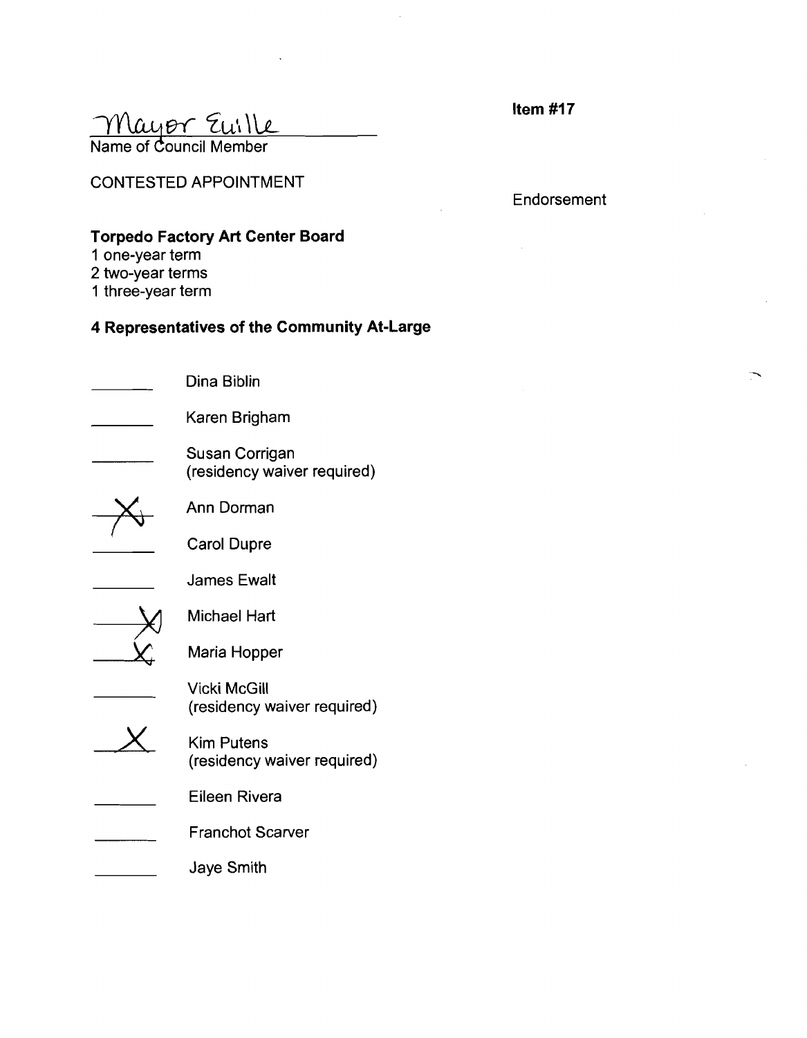Mayor Euille

Name of Council Member

**Item #17**

CONTESTED APPOINTMENT

Endorsement

**Torpedo Factory Art Center Board**

1 one-year term
2 two-year terms
1 three-year term

**4 Representatives of the Community At-Large**

| | |
|---|---|
| ______ | Dina Biblin |
| ______ | Karen Brigham |
| ______ | Susan Corrigan (residency waiver required) |
| X | Ann Dorman |
| ______ | Carol Dupre |
| ______ | James Ewalt |
| X | Michael Hart |
| X | Maria Hopper |
| ______ | Vicki McGill (residency waiver required) |
| X | Kim Putens (residency waiver required) |
| ______ | Eileen Rivera |
| ______ | Franchot Scarver |
| ______ | Jaye Smith |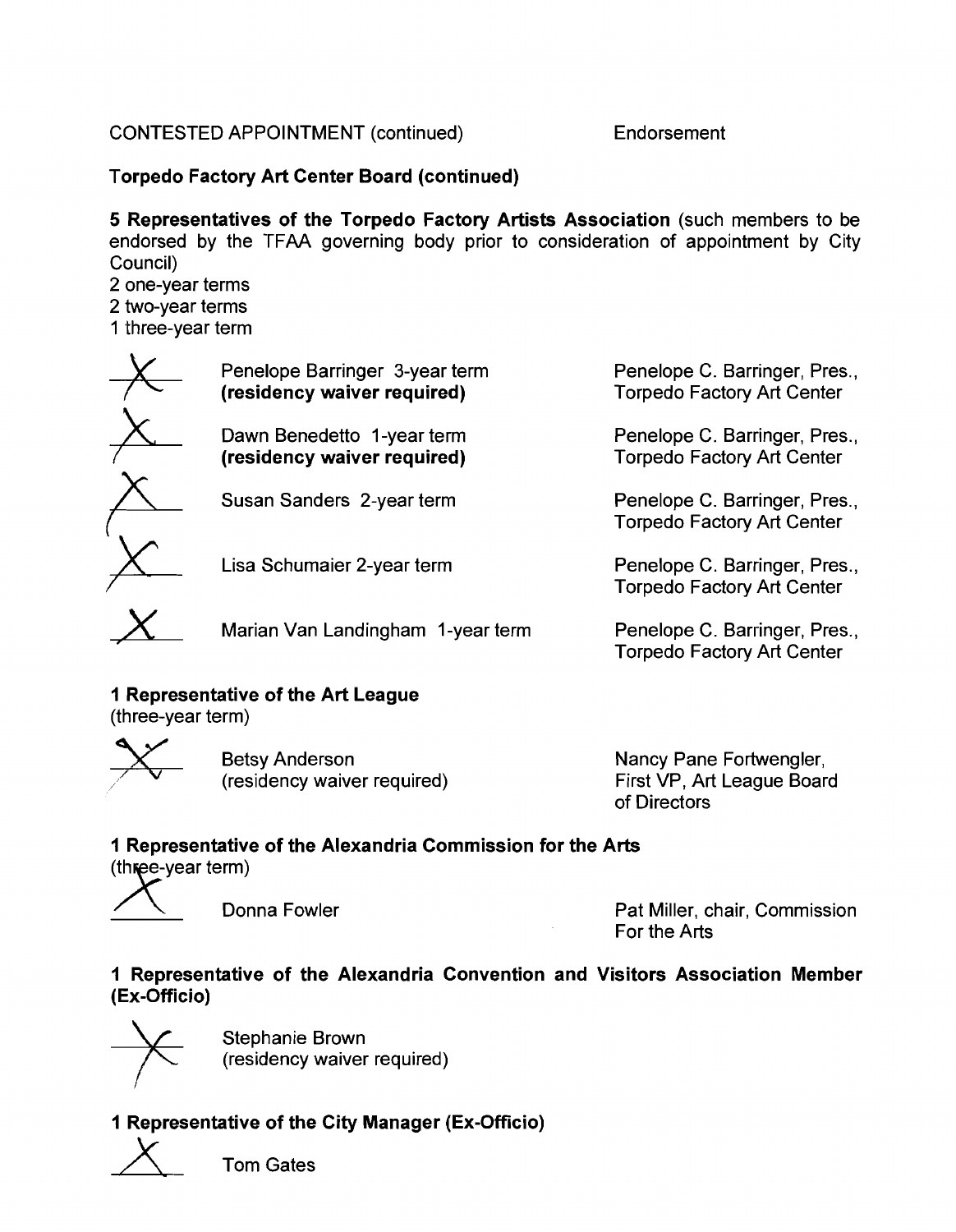CONTESTED APPOINTMENT (continued) Endorsement

**Torpedo Factory Art Center Board (continued)**

**5 Representatives of the Torpedo Factory Artists Association** (such members to be endorsed by the TFAA governing body prior to consideration of appointment by City Council)
2 one-year terms
2 two-year terms
1 three-year term

| | Nominee | Endorsement |
|---|---|---|
| X | Penelope Barringer 3-year term **(residency waiver required)** | Penelope C. Barringer, Pres., Torpedo Factory Art Center |
| X | Dawn Benedetto 1-year term **(residency waiver required)** | Penelope C. Barringer, Pres., Torpedo Factory Art Center |
| X | Susan Sanders 2-year term | Penelope C. Barringer, Pres., Torpedo Factory Art Center |
| X | Lisa Schumaier 2-year term | Penelope C. Barringer, Pres., Torpedo Factory Art Center |
| X | Marian Van Landingham 1-year term | Penelope C. Barringer, Pres., Torpedo Factory Art Center |

**1 Representative of the Art League**
(three-year term)

| | Nominee | Endorsement |
|---|---|---|
| X | Betsy Anderson (residency waiver required) | Nancy Pane Fortwengler, First VP, Art League Board of Directors |

**1 Representative of the Alexandria Commission for the Arts**
(three-year term)

| | Nominee | Endorsement |
|---|---|---|
| X | Donna Fowler | Pat Miller, chair, Commission For the Arts |

**1 Representative of the Alexandria Convention and Visitors Association Member (Ex-Officio)**

| | Nominee |
|---|---|
| X | Stephanie Brown (residency waiver required) |

**1 Representative of the City Manager (Ex-Officio)**

| | Nominee |
|---|---|
| X | Tom Gates |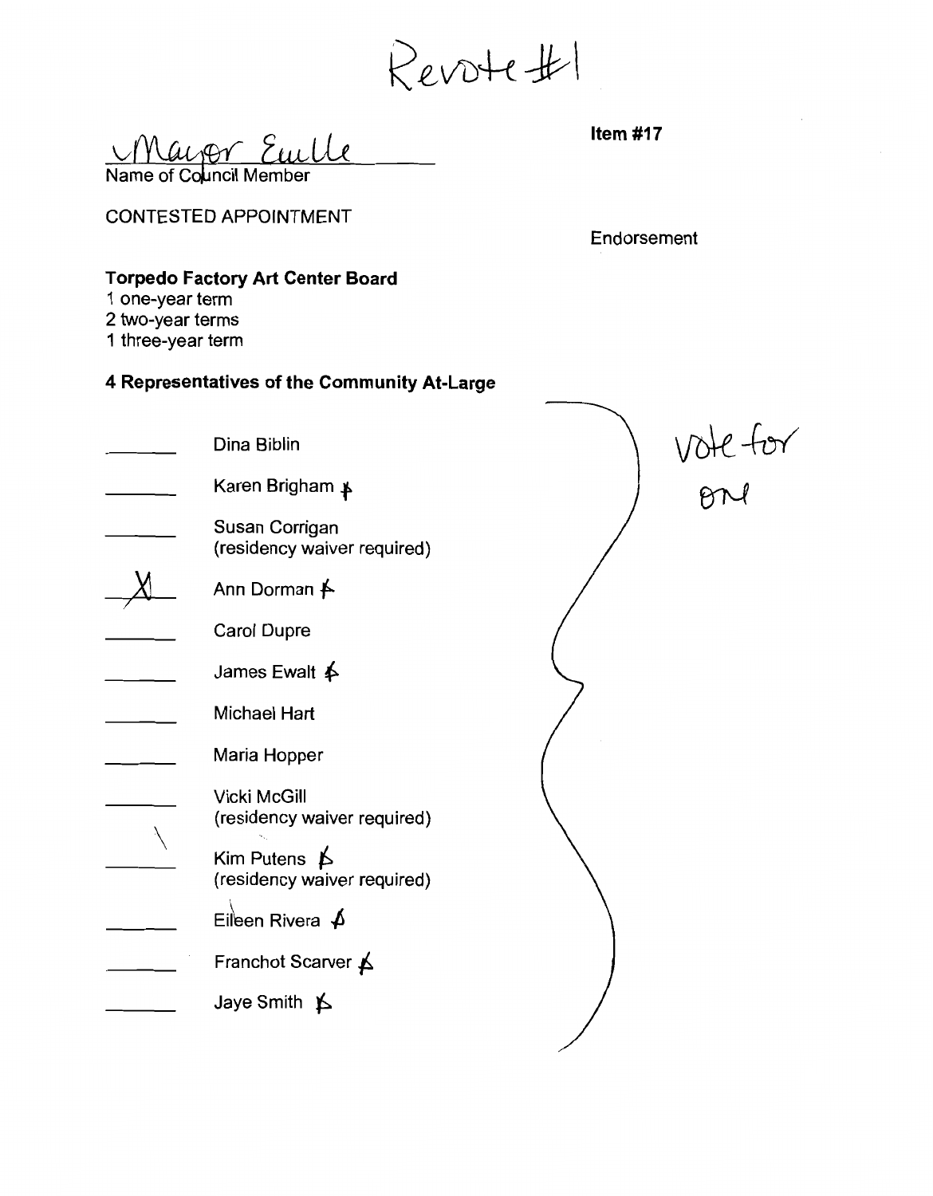Revote #1

Mayor Euille

Name of Council Member

**Item #17**

CONTESTED APPOINTMENT

Endorsement

**Torpedo Factory Art Center Board**

1 one-year term
2 two-year terms
1 three-year term

**4 Representatives of the Community At-Large**

vote for one

- ______ Dina Biblin
- ______ Karen Brigham
- ______ Susan Corrigan (residency waiver required)
- __X__ Ann Dorman
- ______ Carol Dupre
- ______ James Ewalt
- ______ Michael Hart
- ______ Maria Hopper
- ______ Vicki McGill (residency waiver required)
- ______ Kim Putens (residency waiver required)
- ______ Eileen Rivera
- ______ Franchot Scarver
- ______ Jaye Smith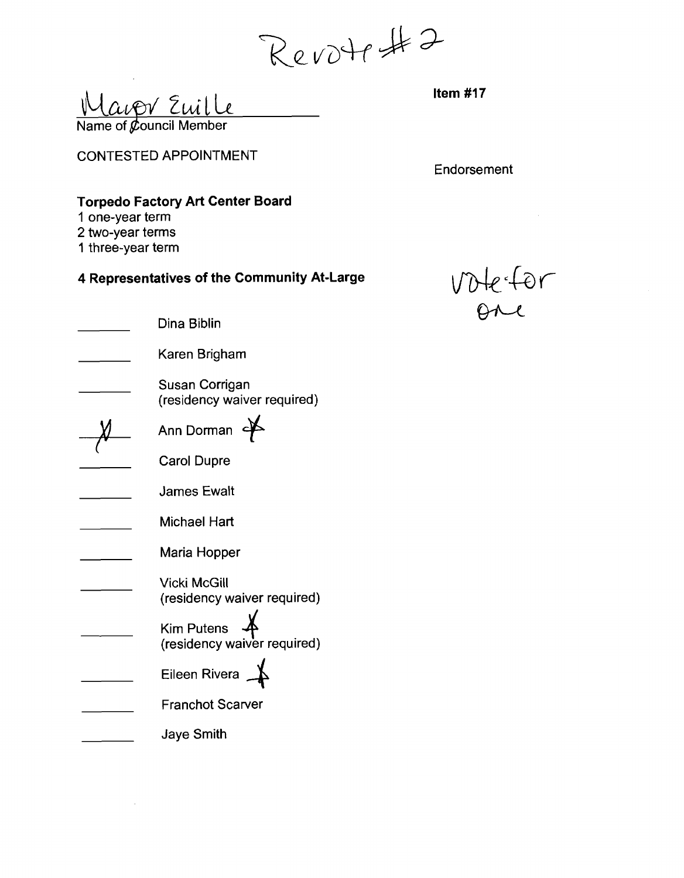Revote #2

Mayor Euille

Name of Council Member

**Item #17**

CONTESTED APPOINTMENT

Endorsement

**Torpedo Factory Art Center Board**

1 one-year term
2 two-year terms
1 three-year term

**4 Representatives of the Community At-Large**

vote for one

_______ Dina Biblin

_______ Karen Brigham

_______ Susan Corrigan
(residency waiver required)

___X___ Ann Dorman X

_______ Carol Dupre

_______ James Ewalt

_______ Michael Hart

_______ Maria Hopper

_______ Vicki McGill
(residency waiver required)

_______ Kim Putens X
(residency waiver required)

_______ Eileen Rivera X

_______ Franchot Scarver

_______ Jaye Smith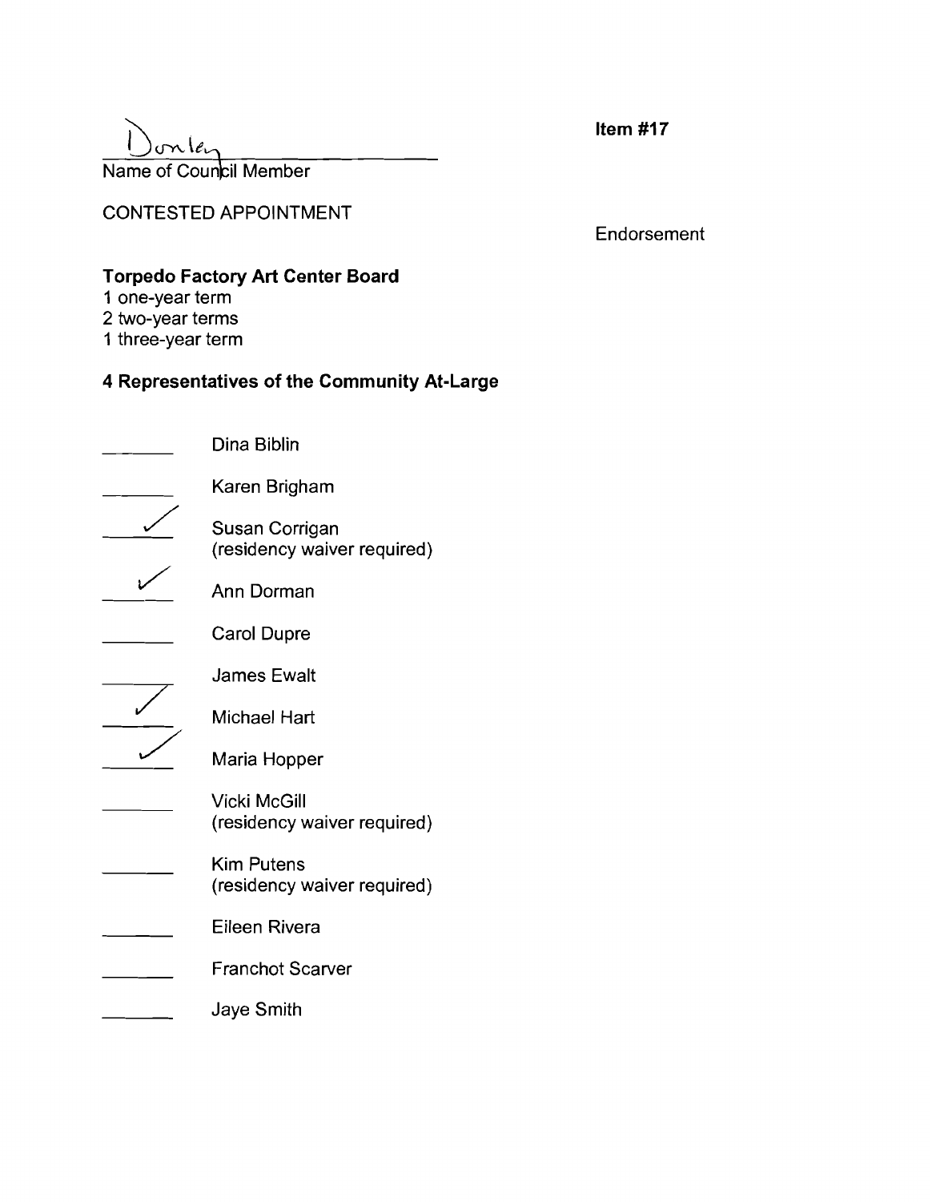Donley
Name of Council Member

**Item #17**

CONTESTED APPOINTMENT

Endorsement

**Torpedo Factory Art Center Board**

1 one-year term
2 two-year terms
1 three-year term

**4 Representatives of the Community At-Large**

- [ ] Dina Biblin
- [ ] Karen Brigham
- [x] Susan Corrigan (residency waiver required)
- [x] Ann Dorman
- [ ] Carol Dupre
- [ ] James Ewalt
- [x] Michael Hart
- [x] Maria Hopper
- [ ] Vicki McGill (residency waiver required)
- [ ] Kim Putens (residency waiver required)
- [ ] Eileen Rivera
- [ ] Franchot Scarver
- [ ] Jaye Smith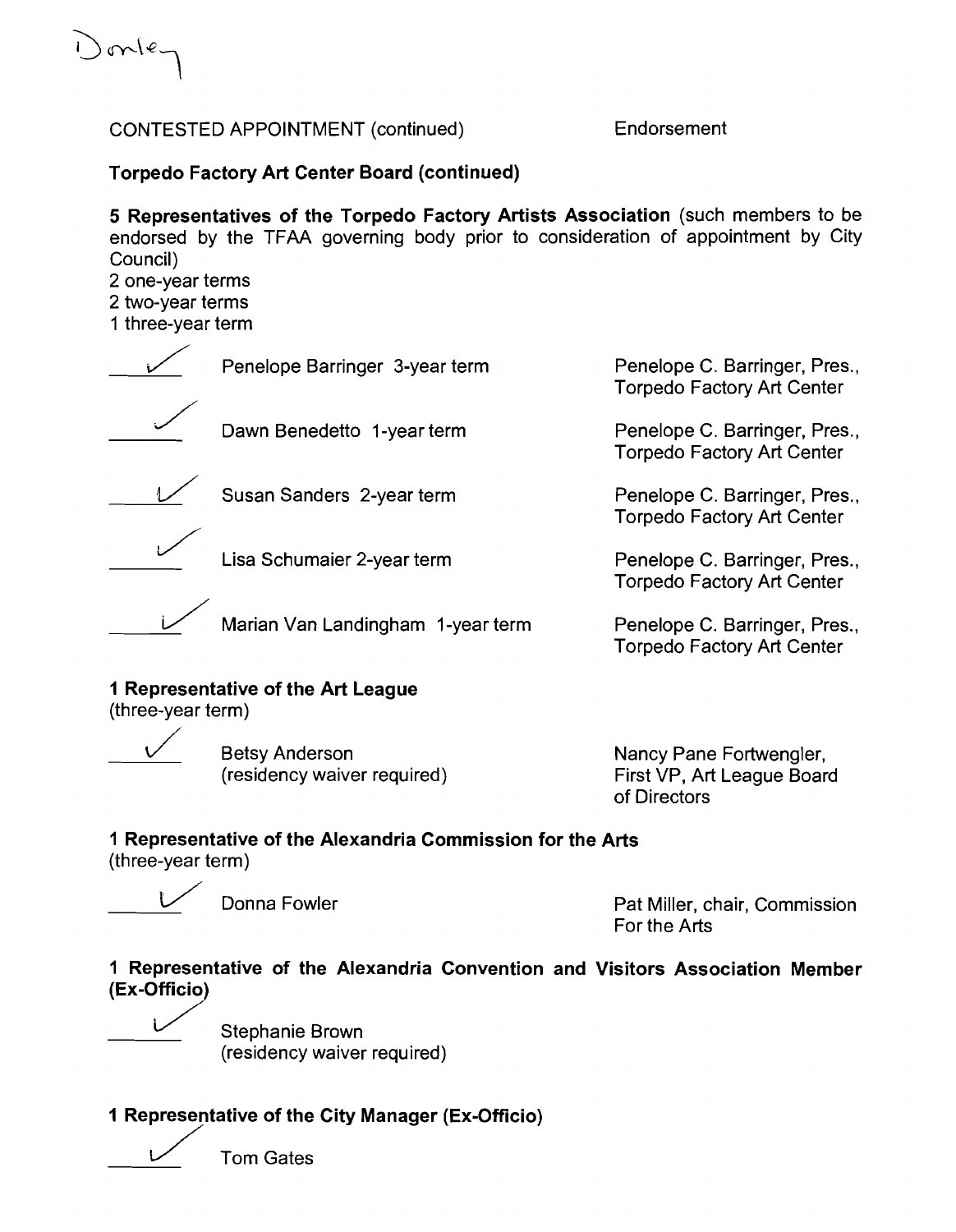Donley

CONTESTED APPOINTMENT (continued) Endorsement

**Torpedo Factory Art Center Board (continued)**

**5 Representatives of the Torpedo Factory Artists Association** (such members to be endorsed by the TFAA governing body prior to consideration of appointment by City Council)
2 one-year terms
2 two-year terms
1 three-year term

| | Appointee | Endorsement |
|---|---|---|
| ✓ | Penelope Barringer 3-year term | Penelope C. Barringer, Pres., Torpedo Factory Art Center |
| ✓ | Dawn Benedetto 1-year term | Penelope C. Barringer, Pres., Torpedo Factory Art Center |
| ✓ | Susan Sanders 2-year term | Penelope C. Barringer, Pres., Torpedo Factory Art Center |
| ✓ | Lisa Schumaier 2-year term | Penelope C. Barringer, Pres., Torpedo Factory Art Center |
| ✓ | Marian Van Landingham 1-year term | Penelope C. Barringer, Pres., Torpedo Factory Art Center |

**1 Representative of the Art League**
(three-year term)

| | Appointee | Endorsement |
|---|---|---|
| ✓ | Betsy Anderson (residency waiver required) | Nancy Pane Fortwengler, First VP, Art League Board of Directors |

**1 Representative of the Alexandria Commission for the Arts**
(three-year term)

| | Appointee | Endorsement |
|---|---|---|
| ✓ | Donna Fowler | Pat Miller, chair, Commission For the Arts |

**1 Representative of the Alexandria Convention and Visitors Association Member (Ex-Officio)**

✓ Stephanie Brown
(residency waiver required)

**1 Representative of the City Manager (Ex-Officio)**

✓ Tom Gates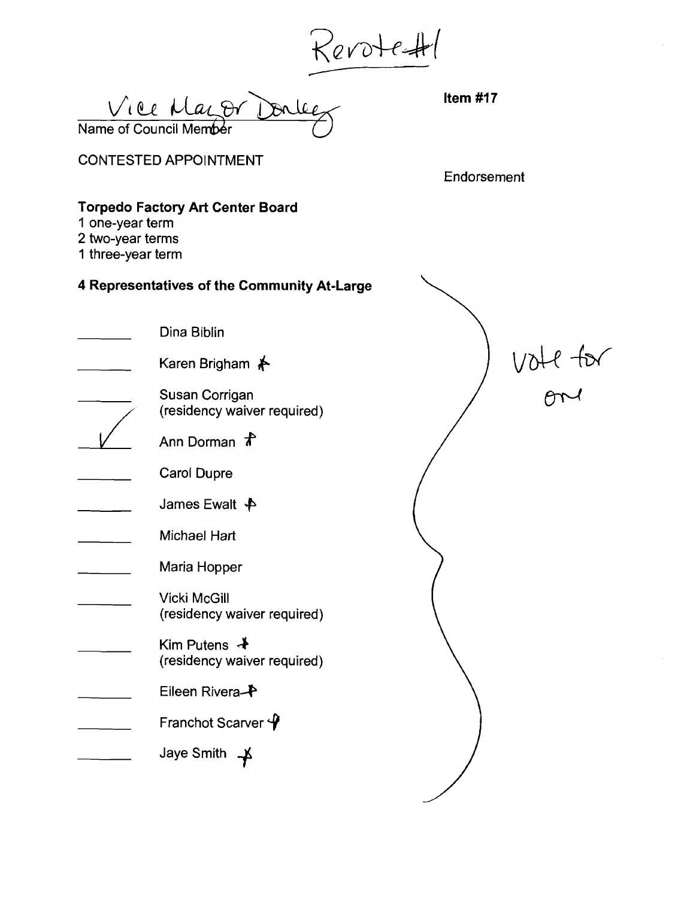Revote #1

Vice Mayor Donley
Name of Council Member

**Item #17**

CONTESTED APPOINTMENT

Endorsement

**Torpedo Factory Art Center Board**
1 one-year term
2 two-year terms
1 three-year term

**4 Representatives of the Community At-Large**

Vote for one

| | |
|---|---|
| ______ | Dina Biblin |
| ______ | Karen Brigham * |
| ______ | Susan Corrigan (residency waiver required) |
| ✓ | Ann Dorman * |
| ______ | Carol Dupre |
| ______ | James Ewalt * |
| ______ | Michael Hart |
| ______ | Maria Hopper |
| ______ | Vicki McGill (residency waiver required) |
| ______ | Kim Putens * (residency waiver required) |
| ______ | Eileen Rivera * |
| ______ | Franchot Scarver * |
| ______ | Jaye Smith * |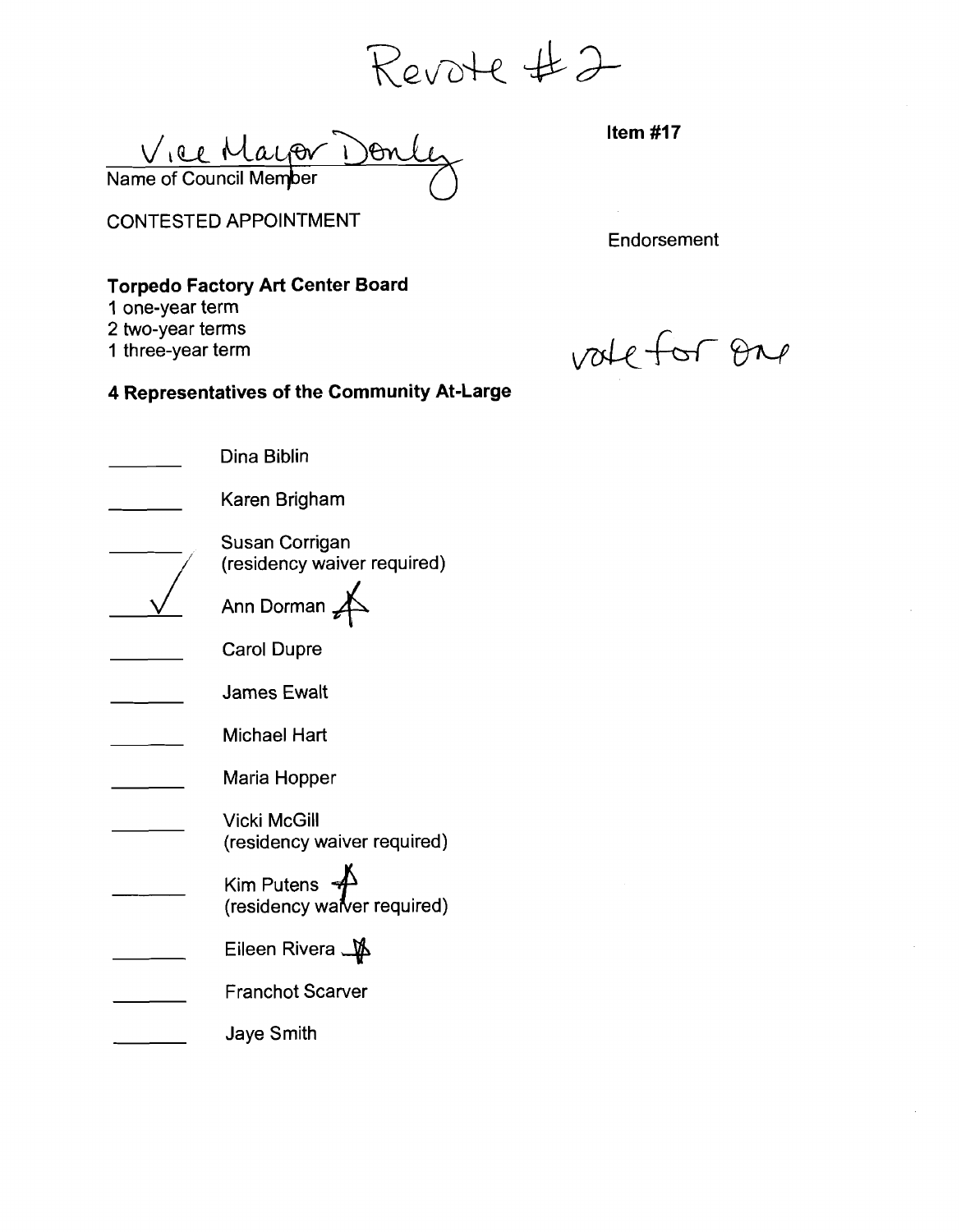Revote #2

Vice Mayor Donley

Name of Council Member

**Item #17**

CONTESTED APPOINTMENT

Endorsement

**Torpedo Factory Art Center Board**

1 one-year term
2 two-year terms
1 three-year term

vote for one

**4 Representatives of the Community At-Large**

| | |
|---|---|
| ______ | Dina Biblin |
| ______ | Karen Brigham |
| ______ | Susan Corrigan (residency waiver required) |
| ✓ | Ann Dorman |
| ______ | Carol Dupre |
| ______ | James Ewalt |
| ______ | Michael Hart |
| ______ | Maria Hopper |
| ______ | Vicki McGill (residency waiver required) |
| ______ | Kim Putens (residency waiver required) |
| ______ | Eileen Rivera |
| ______ | Franchot Scarver |
| ______ | Jaye Smith |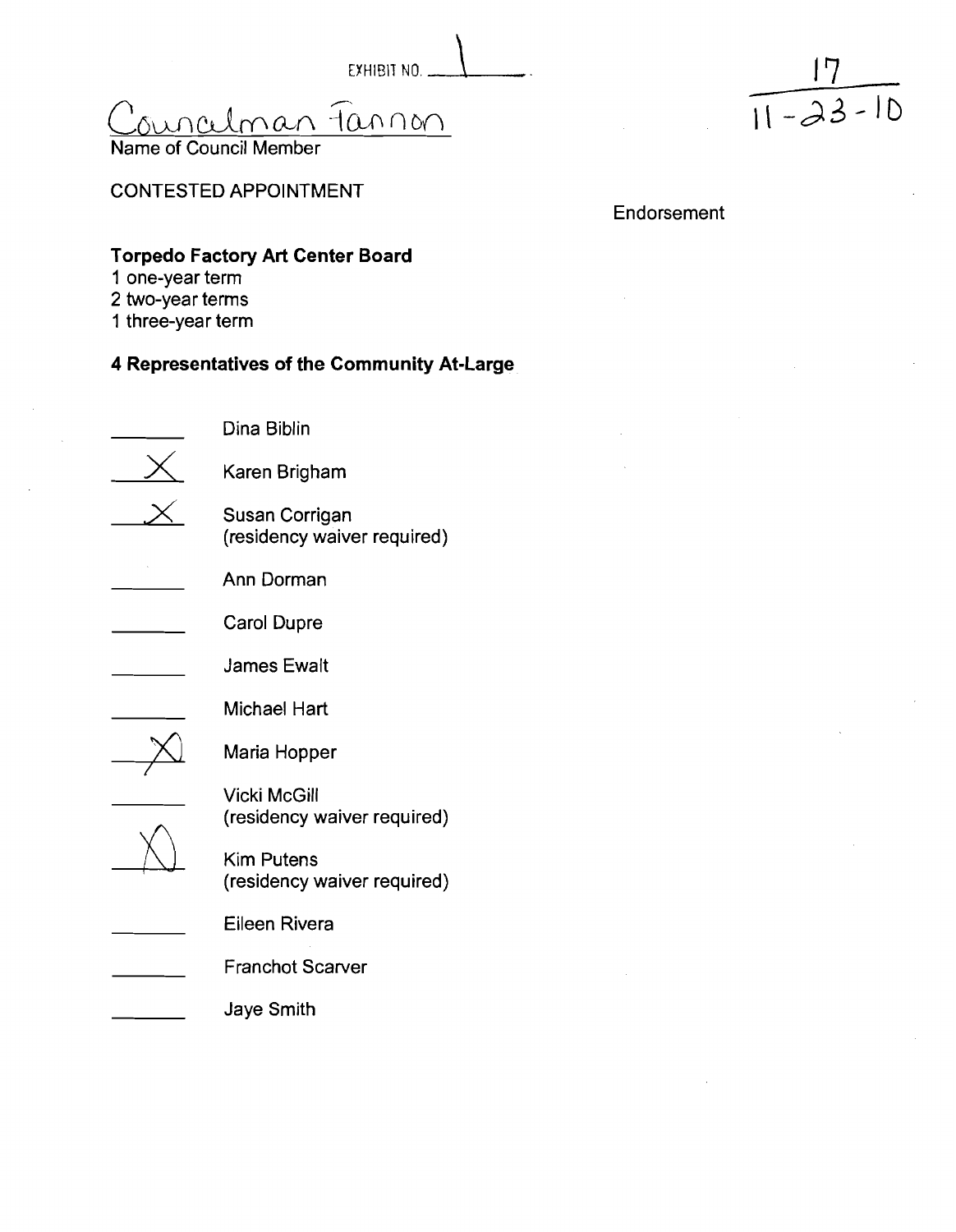EXHIBIT NO. 1

17
11-23-10

Councilman Fannon
Name of Council Member

CONTESTED APPOINTMENT

Endorsement

**Torpedo Factory Art Center Board**
1 one-year term
2 two-year terms
1 three-year term

**4 Representatives of the Community At-Large**

| | |
|---|---|
| ____ | Dina Biblin |
| X | Karen Brigham |
| X | Susan Corrigan (residency waiver required) |
| ____ | Ann Dorman |
| ____ | Carol Dupre |
| ____ | James Ewalt |
| ____ | Michael Hart |
| X | Maria Hopper |
| ____ | Vicki McGill (residency waiver required) |
| X | Kim Putens (residency waiver required) |
| ____ | Eileen Rivera |
| ____ | Franchot Scarver |
| ____ | Jaye Smith |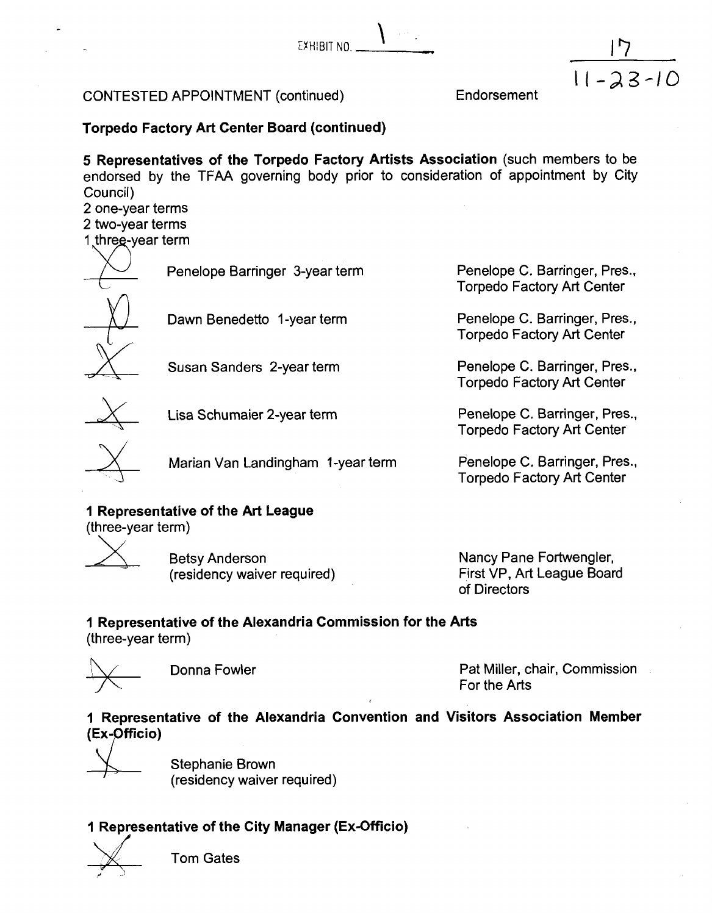EXHIBIT NO. 1

17
11-23-10

CONTESTED APPOINTMENT (continued) Endorsement

**Torpedo Factory Art Center Board (continued)**

**5 Representatives of the Torpedo Factory Artists Association** (such members to be endorsed by the TFAA governing body prior to consideration of appointment by City Council)
2 one-year terms
2 two-year terms
1 three-year term

| | | Endorsement |
|---|---|---|
| X | Penelope Barringer 3-year term | Penelope C. Barringer, Pres., Torpedo Factory Art Center |
| X | Dawn Benedetto 1-year term | Penelope C. Barringer, Pres., Torpedo Factory Art Center |
| X | Susan Sanders 2-year term | Penelope C. Barringer, Pres., Torpedo Factory Art Center |
| X | Lisa Schumaier 2-year term | Penelope C. Barringer, Pres., Torpedo Factory Art Center |
| X | Marian Van Landingham 1-year term | Penelope C. Barringer, Pres., Torpedo Factory Art Center |

**1 Representative of the Art League**
(three-year term)

| | | |
|---|---|---|
| X | Betsy Anderson (residency waiver required) | Nancy Pane Fortwengler, First VP, Art League Board of Directors |

**1 Representative of the Alexandria Commission for the Arts**
(three-year term)

| | | |
|---|---|---|
| X | Donna Fowler | Pat Miller, chair, Commission For the Arts |

**1 Representative of the Alexandria Convention and Visitors Association Member (Ex-Officio)**

X Stephanie Brown
(residency waiver required)

**1 Representative of the City Manager (Ex-Officio)**

X Tom Gates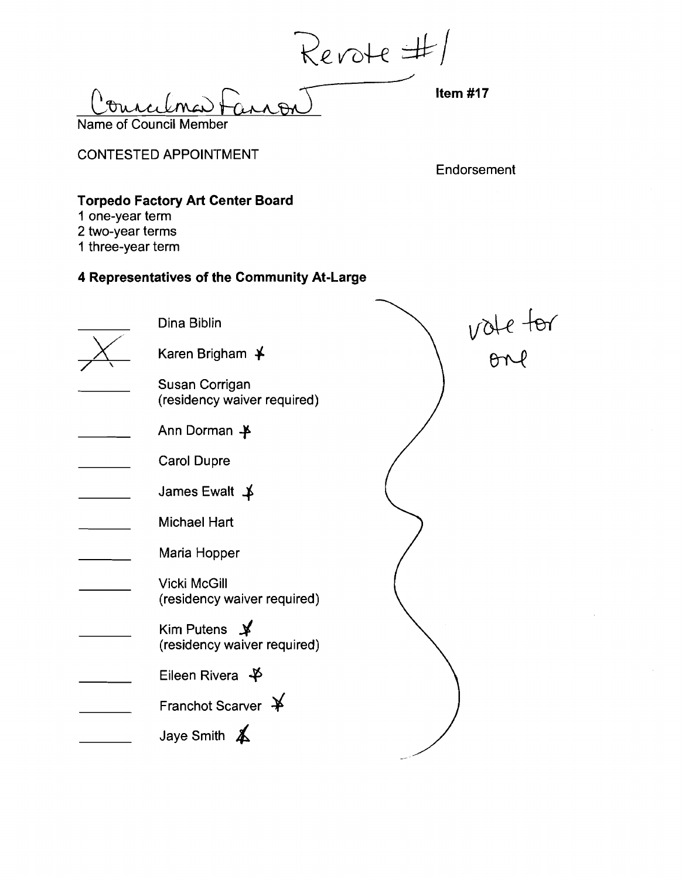Revote #1

Councilman Fannon

Name of Council Member

**Item #17**

CONTESTED APPOINTMENT

Endorsement

**Torpedo Factory Art Center Board**

1 one-year term
2 two-year terms
1 three-year term

**4 Representatives of the Community At-Large**

vote for one

| | |
|---|---|
| ______ | Dina Biblin |
| X | Karen Brigham ✗ |
| ______ | Susan Corrigan (residency waiver required) |
| ______ | Ann Dorman ✗ |
| ______ | Carol Dupre |
| ______ | James Ewalt ✗ |
| ______ | Michael Hart |
| ______ | Maria Hopper |
| ______ | Vicki McGill (residency waiver required) |
| ______ | Kim Putens ✗ (residency waiver required) |
| ______ | Eileen Rivera ✗ |
| ______ | Franchot Scarver ✗ |
| ______ | Jaye Smith ✗ |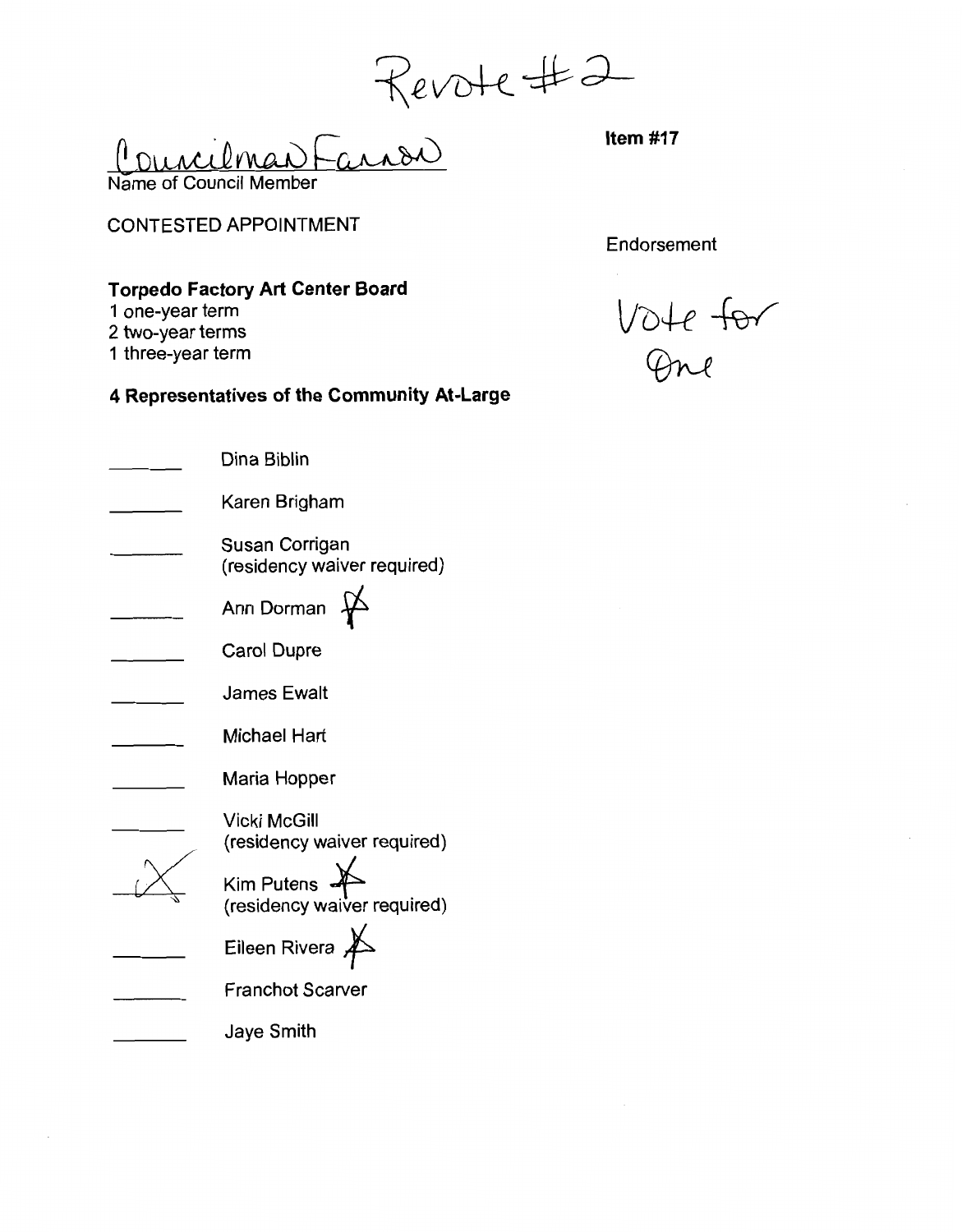Revote #2

Councilman Fannon
Name of Council Member

**Item #17**

CONTESTED APPOINTMENT

Endorsement

Vote for One

**Torpedo Factory Art Center Board**

1 one-year term
2 two-year terms
1 three-year term

**4 Representatives of the Community At-Large**

- ______ Dina Biblin
- ______ Karen Brigham
- ______ Susan Corrigan (residency waiver required)
- ______ Ann Dorman
- ______ Carol Dupre
- ______ James Ewalt
- ______ Michael Hart
- ______ Maria Hopper
- ______ Vicki McGill (residency waiver required)
- X Kim Putens (residency waiver required)
- ______ Eileen Rivera
- ______ Franchot Scarver
- ______ Jaye Smith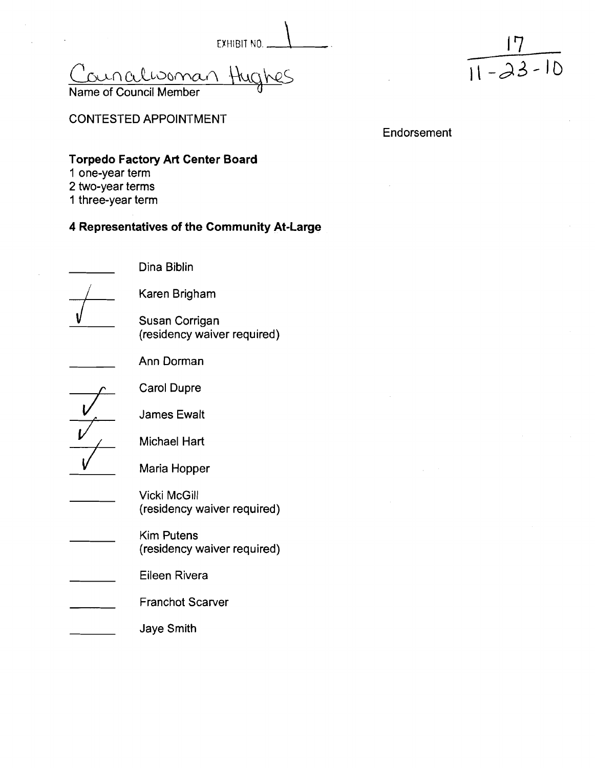EXHIBIT NO. 1

17
11-23-10

Councilwoman Hughes
Name of Council Member

CONTESTED APPOINTMENT

Endorsement

**Torpedo Factory Art Center Board**
1 one-year term
2 two-year terms
1 three-year term

**4 Representatives of the Community At-Large**

- \_\_\_\_ Dina Biblin
- \_\_\_\_ Karen Brigham
- ✓ Susan Corrigan (residency waiver required)
- \_\_\_\_ Ann Dorman
- ✓ Carol Dupre
- ✓ James Ewalt
- \_\_\_\_ Michael Hart
- ✓ Maria Hopper
- \_\_\_\_ Vicki McGill (residency waiver required)
- \_\_\_\_ Kim Putens (residency waiver required)
- \_\_\_\_ Eileen Rivera
- \_\_\_\_ Franchot Scarver
- \_\_\_\_ Jaye Smith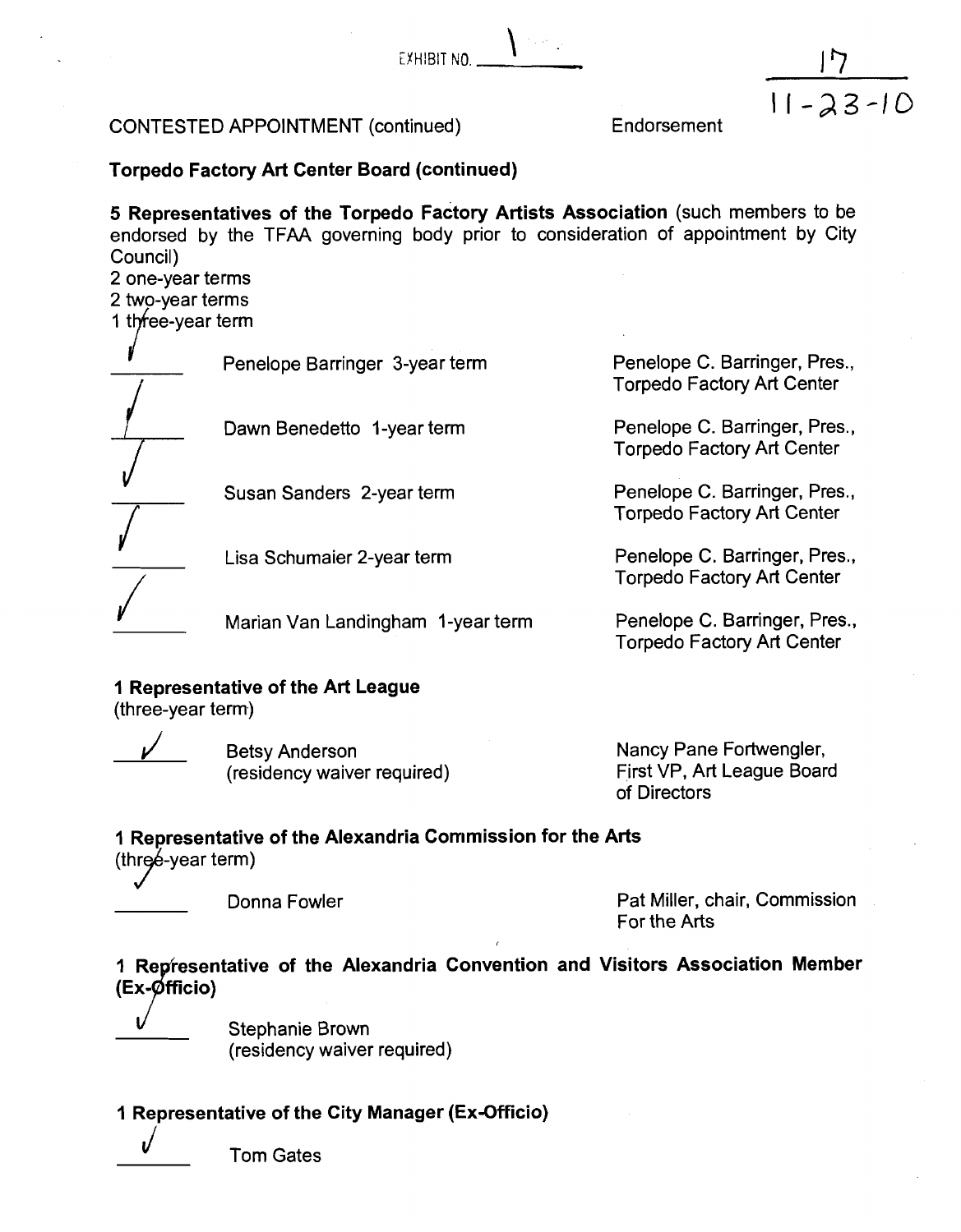EXHIBIT NO. 1

17
11-23-10

CONTESTED APPOINTMENT (continued) Endorsement

**Torpedo Factory Art Center Board (continued)**

**5 Representatives of the Torpedo Factory Artists Association** (such members to be endorsed by the TFAA governing body prior to consideration of appointment by City Council)
2 one-year terms
2 two-year terms
1 three-year term

| | Name | Endorsement |
|---|---|---|
| ✓ | Penelope Barringer 3-year term | Penelope C. Barringer, Pres., Torpedo Factory Art Center |
| ✓ | Dawn Benedetto 1-year term | Penelope C. Barringer, Pres., Torpedo Factory Art Center |
| ✓ | Susan Sanders 2-year term | Penelope C. Barringer, Pres., Torpedo Factory Art Center |
| ✓ | Lisa Schumaier 2-year term | Penelope C. Barringer, Pres., Torpedo Factory Art Center |
| ✓ | Marian Van Landingham 1-year term | Penelope C. Barringer, Pres., Torpedo Factory Art Center |

**1 Representative of the Art League**
(three-year term)

| | Name | Endorsement |
|---|---|---|
| ✓ | Betsy Anderson (residency waiver required) | Nancy Pane Fortwengler, First VP, Art League Board of Directors |

**1 Representative of the Alexandria Commission for the Arts**
(three-year term)

| | Name | Endorsement |
|---|---|---|
| ✓ | Donna Fowler | Pat Miller, chair, Commission For the Arts |

**1 Representative of the Alexandria Convention and Visitors Association Member (Ex-Officio)**

| | Name |
|---|---|
| ✓ | Stephanie Brown (residency waiver required) |

**1 Representative of the City Manager (Ex-Officio)**

| | Name |
|---|---|
| ✓ | Tom Gates |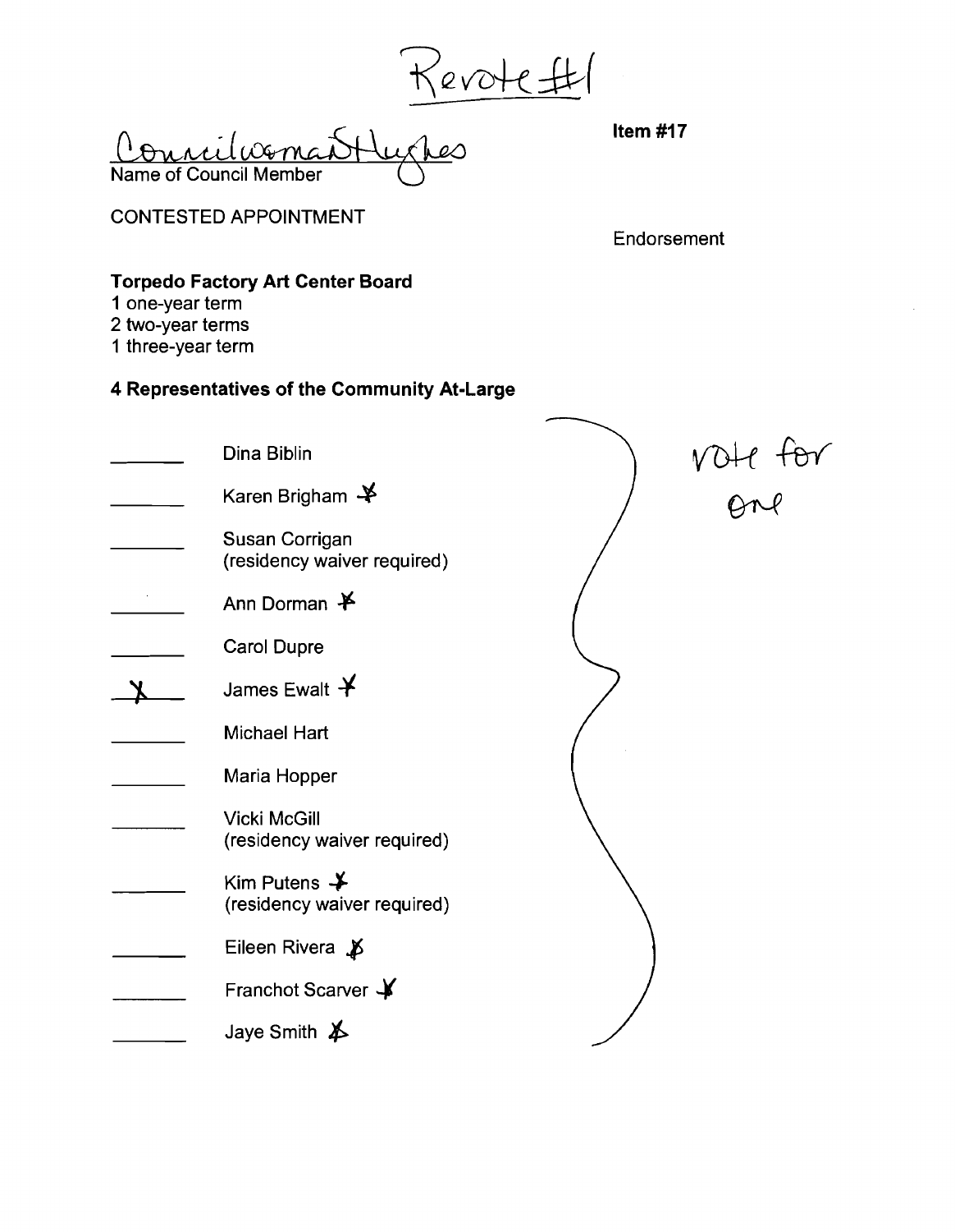Revote #1

Councilwoman Hughes

Name of Council Member

**Item #17**

CONTESTED APPOINTMENT

Endorsement

**Torpedo Factory Art Center Board**

1 one-year term
2 two-year terms
1 three-year term

**4 Representatives of the Community At-Large**

vote for one

- ______ Dina Biblin
- ______ Karen Brigham ✗
- ______ Susan Corrigan (residency waiver required)
- ______ Ann Dorman ✗
- ______ Carol Dupre
- __X__ James Ewalt ✗
- ______ Michael Hart
- ______ Maria Hopper
- ______ Vicki McGill (residency waiver required)
- ______ Kim Putens ✗ (residency waiver required)
- ______ Eileen Rivera ✗
- ______ Franchot Scarver ✗
- ______ Jaye Smith ✗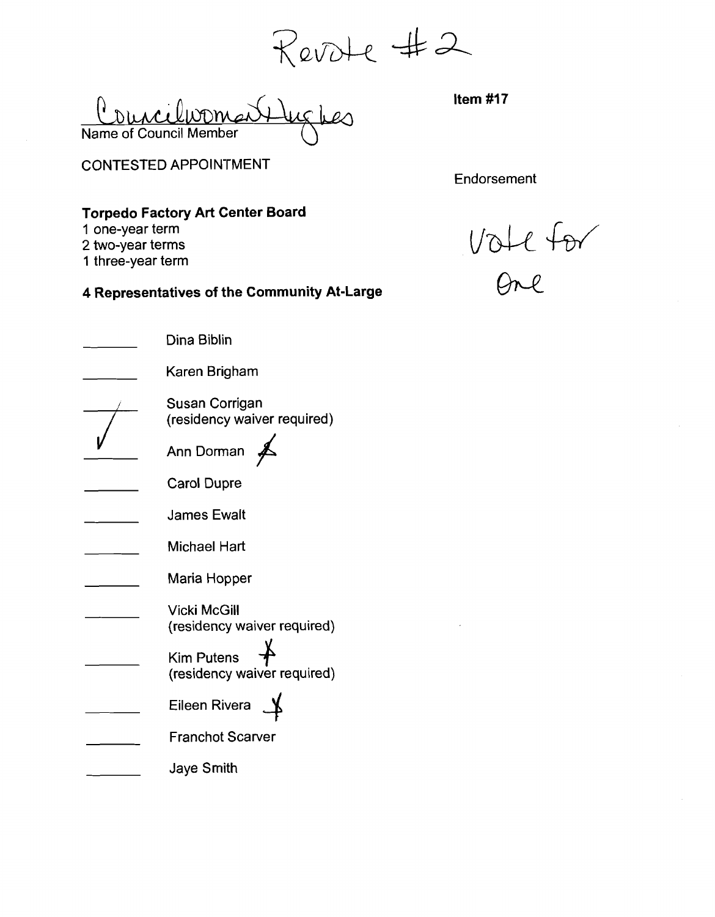Revote #2

Councilwoman Hughes
Name of Council Member

**Item #17**

CONTESTED APPOINTMENT

Endorsement

**Torpedo Factory Art Center Board**

1 one-year term
2 two-year terms
1 three-year term

Vote for One

**4 Representatives of the Community At-Large**

_______ Dina Biblin

_______ Karen Brigham

___✓___ Susan Corrigan
(residency waiver required)

_______ Ann Dorman X

_______ Carol Dupre

_______ James Ewalt

_______ Michael Hart

_______ Maria Hopper

_______ Vicki McGill
(residency waiver required)

_______ Kim Putens X
(residency waiver required)

_______ Eileen Rivera X

_______ Franchot Scarver

_______ Jaye Smith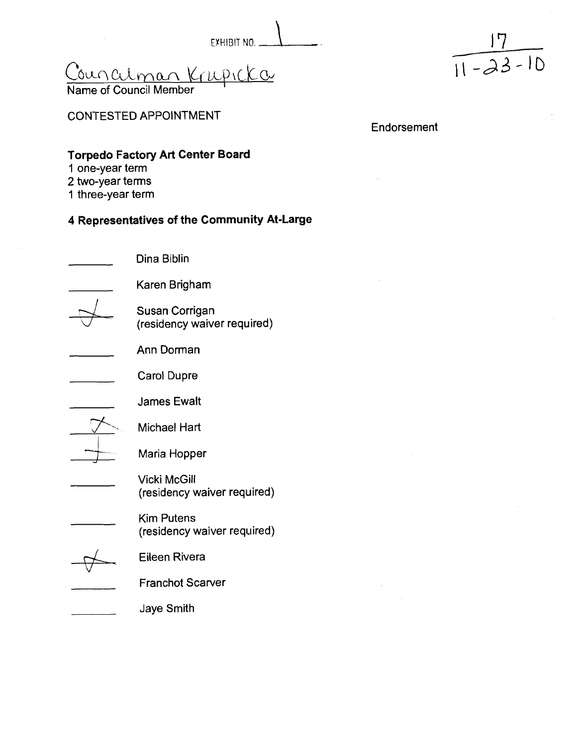EXHIBIT NO. 1

17
11-23-10

Councilman Krupicka
Name of Council Member

CONTESTED APPOINTMENT

Endorsement

**Torpedo Factory Art Center Board**
1 one-year term
2 two-year terms
1 three-year term

**4 Representatives of the Community At-Large**

- ____ Dina Biblin
- ____ Karen Brigham
- ✓ Susan Corrigan (residency waiver required)
- ____ Ann Dorman
- ____ Carol Dupre
- ____ James Ewalt
- ✓ Michael Hart
- ✓ Maria Hopper
- ____ Vicki McGill (residency waiver required)
- ____ Kim Putens (residency waiver required)
- ✓ Eileen Rivera
- ____ Franchot Scarver
- ____ Jaye Smith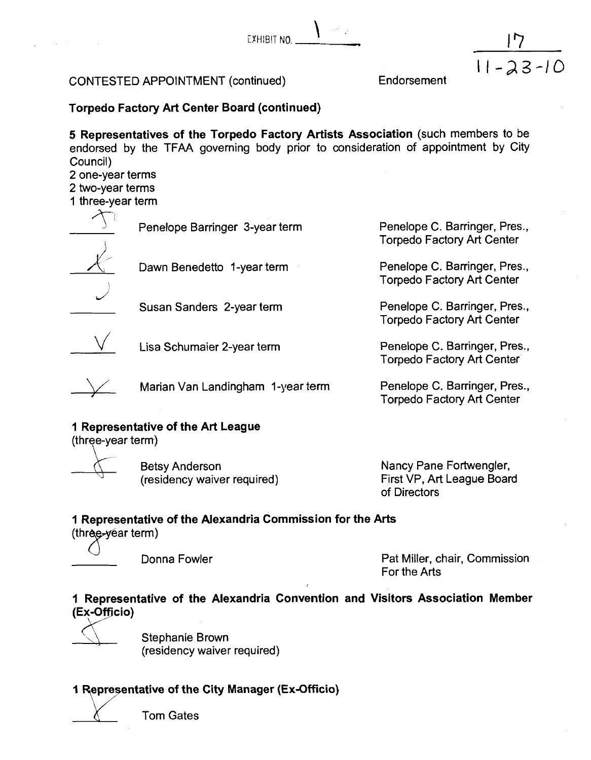EXHIBIT NO. 1

17
11-23-10

CONTESTED APPOINTMENT (continued) Endorsement

**Torpedo Factory Art Center Board (continued)**

**5 Representatives of the Torpedo Factory Artists Association** (such members to be endorsed by the TFAA governing body prior to consideration of appointment by City Council)
2 one-year terms
2 two-year terms
1 three-year term

| | Name | Endorsement |
|---|---|---|
| ✓ | Penelope Barringer 3-year term | Penelope C. Barringer, Pres., Torpedo Factory Art Center |
| ✓ | Dawn Benedetto 1-year term | Penelope C. Barringer, Pres., Torpedo Factory Art Center |
| | Susan Sanders 2-year term | Penelope C. Barringer, Pres., Torpedo Factory Art Center |
| ✓ | Lisa Schumaier 2-year term | Penelope C. Barringer, Pres., Torpedo Factory Art Center |
| ✓ | Marian Van Landingham 1-year term | Penelope C. Barringer, Pres., Torpedo Factory Art Center |

**1 Representative of the Art League**
(three-year term)

| | Name | Endorsement |
|---|---|---|
| ✓ | Betsy Anderson (residency waiver required) | Nancy Pane Fortwengler, First VP, Art League Board of Directors |

**1 Representative of the Alexandria Commission for the Arts**
(three-year term)

| | Name | Endorsement |
|---|---|---|
| | Donna Fowler | Pat Miller, chair, Commission For the Arts |

**1 Representative of the Alexandria Convention and Visitors Association Member (Ex-Officio)**

| | Name |
|---|---|
| ✓ | Stephanie Brown (residency waiver required) |

**1 Representative of the City Manager (Ex-Officio)**

| | Name |
|---|---|
| ✓ | Tom Gates |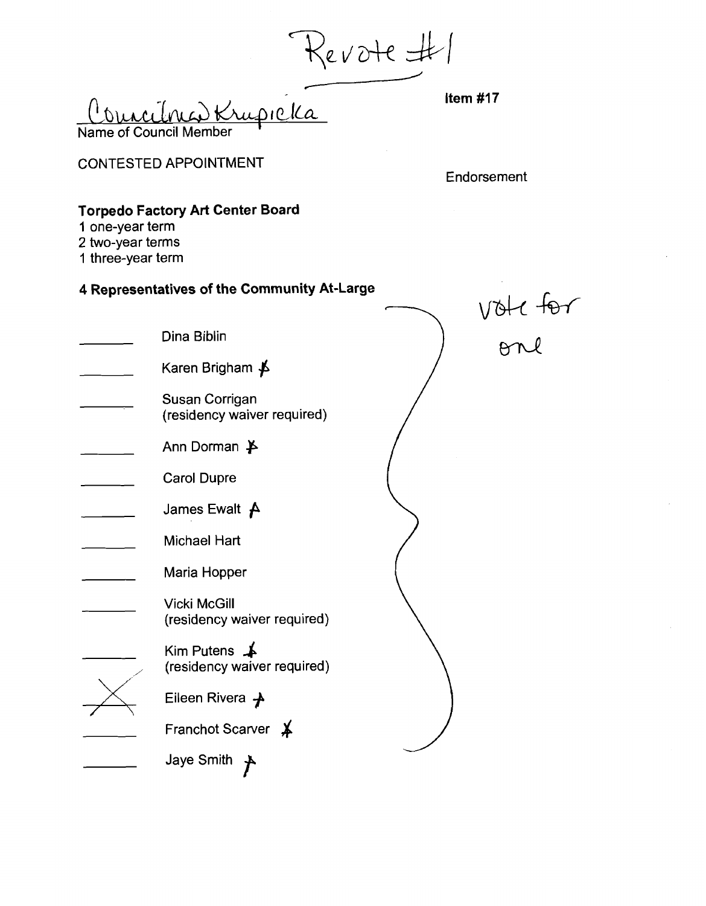Revote #1

Councilman Krupicka
Name of Council Member

**Item #17**

CONTESTED APPOINTMENT

Endorsement

**Torpedo Factory Art Center Board**
1 one-year term
2 two-year terms
1 three-year term

**4 Representatives of the Community At-Large**

vote for one

| | |
|---|---|
| _______ | Dina Biblin |
| _______ | Karen Brigham A |
| _______ | Susan Corrigan (residency waiver required) |
| _______ | Ann Dorman A |
| _______ | Carol Dupre |
| _______ | James Ewalt A |
| _______ | Michael Hart |
| _______ | Maria Hopper |
| _______ | Vicki McGill (residency waiver required) |
| _______ | Kim Putens A (residency waiver required) |
| X | Eileen Rivera A |
| _______ | Franchot Scarver A |
| _______ | Jaye Smith A |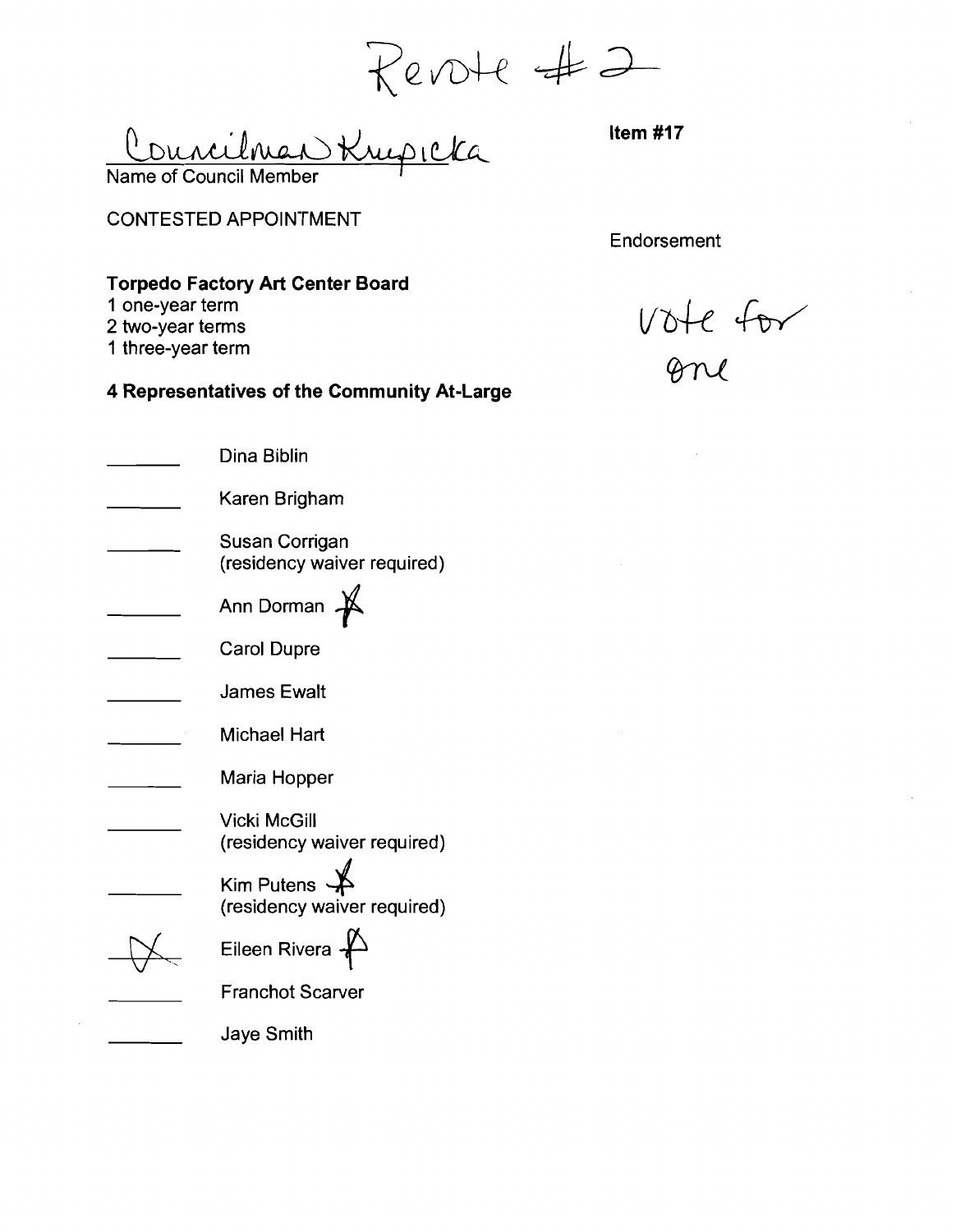Revote #2

Councilman Krupicka

Name of Council Member

**Item #17**

CONTESTED APPOINTMENT

Endorsement

vote for one

**Torpedo Factory Art Center Board**

1 one-year term
2 two-year terms
1 three-year term

**4 Representatives of the Community At-Large**

- ______ Dina Biblin
- ______ Karen Brigham
- ______ Susan Corrigan (residency waiver required)
- ______ Ann Dorman
- ______ Carol Dupre
- ______ James Ewalt
- ______ Michael Hart
- ______ Maria Hopper
- ______ Vicki McGill (residency waiver required)
- ______ Kim Putens (residency waiver required)
- X Eileen Rivera
- ______ Franchot Scarver
- ______ Jaye Smith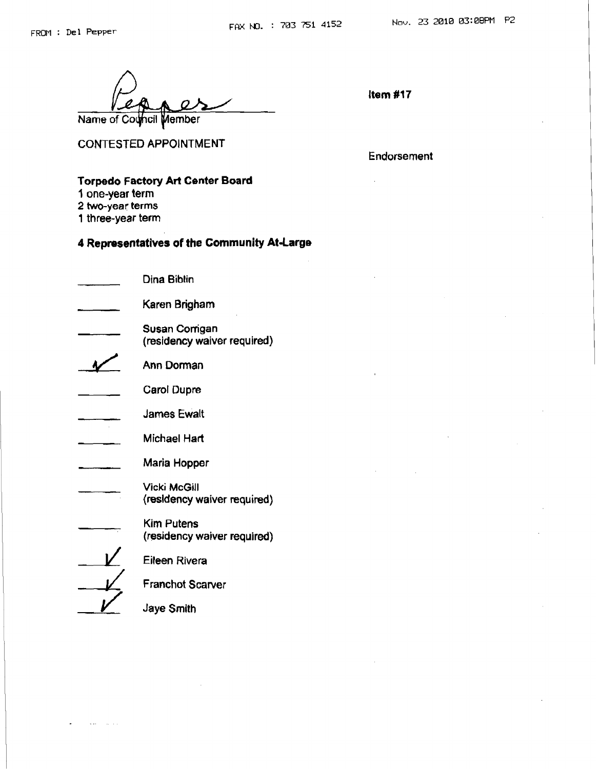FROM : Del Pepper FAX NO. : 703 751 4152 Nov. 23 2010 03:08PM P2

Pepper
Name of Council Member

**Item #17**

CONTESTED APPOINTMENT

Endorsement

**Torpedo Factory Art Center Board**
1 one-year term
2 two-year terms
1 three-year term

**4 Representatives of the Community At-Large**

| | |
|---|---|
| ______ | Dina Biblin |
| ______ | Karen Brigham |
| ______ | Susan Corrigan (residency waiver required) |
| ✓ | Ann Dorman |
| ______ | Carol Dupre |
| ______ | James Ewalt |
| ______ | Michael Hart |
| ______ | Maria Hopper |
| ______ | Vicki McGill (residency waiver required) |
| ______ | Kim Putens (residency waiver required) |
| ✓ | Eileen Rivera |
| ✓ | Franchot Scarver |
| ✓ | Jaye Smith |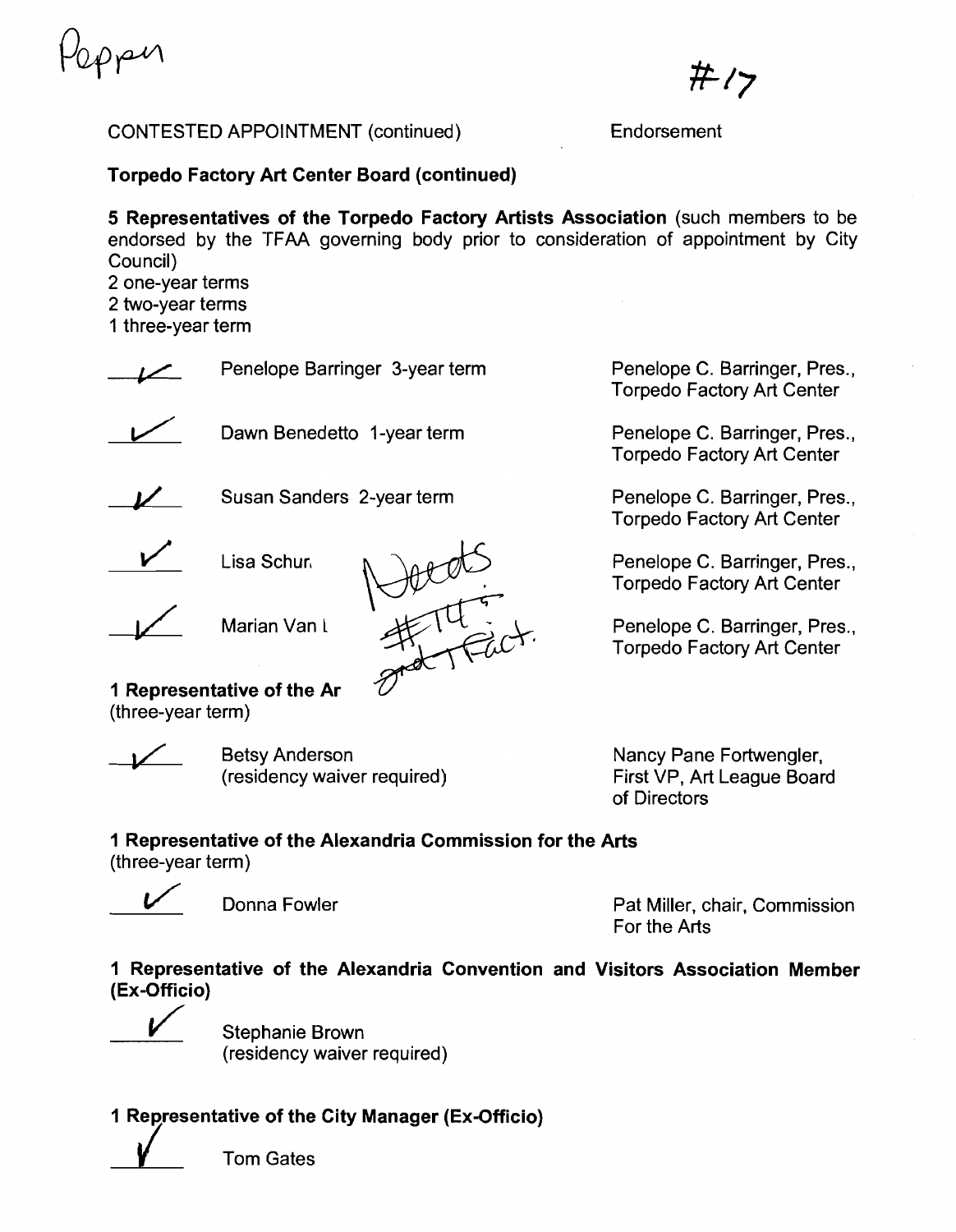Pepper

#17

CONTESTED APPOINTMENT (continued)

Endorsement

**Torpedo Factory Art Center Board (continued)**

**5 Representatives of the Torpedo Factory Artists Association** (such members to be endorsed by the TFAA governing body prior to consideration of appointment by City Council)
2 one-year terms
2 two-year terms
1 three-year term

| | Name | Endorsement |
|---|---|---|
| ✓ | Penelope Barringer 3-year term | Penelope C. Barringer, Pres., Torpedo Factory Art Center |
| ✓ | Dawn Benedetto 1-year term | Penelope C. Barringer, Pres., Torpedo Factory Art Center |
| ✓ | Susan Sanders 2-year term | Penelope C. Barringer, Pres., Torpedo Factory Art Center |
| ✓ | Lisa Schur | Penelope C. Barringer, Pres., Torpedo Factory Art Center |
| ✓ | Marian Van L | Penelope C. Barringer, Pres., Torpedo Factory Art Center |

Needs #14 and Fact.

**1 Representative of the Ar**
(three-year term)

| | Name | Endorsement |
|---|---|---|
| ✓ | Betsy Anderson (residency waiver required) | Nancy Pane Fortwengler, First VP, Art League Board of Directors |

**1 Representative of the Alexandria Commission for the Arts**
(three-year term)

| | Name | Endorsement |
|---|---|---|
| ✓ | Donna Fowler | Pat Miller, chair, Commission For the Arts |

**1 Representative of the Alexandria Convention and Visitors Association Member (Ex-Officio)**

✓ Stephanie Brown
(residency waiver required)

**1 Representative of the City Manager (Ex-Officio)**

✓ Tom Gates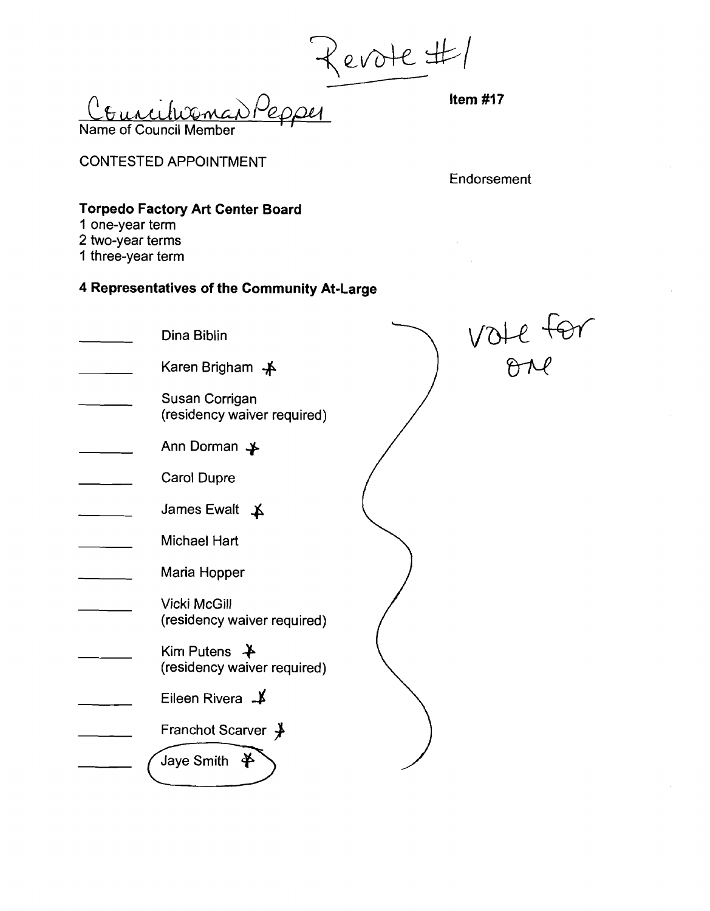Revote #1

Councilwoman Pepper
Name of Council Member

**Item #17**

CONTESTED APPOINTMENT

Endorsement

**Torpedo Factory Art Center Board**
1 one-year term
2 two-year terms
1 three-year term

**4 Representatives of the Community At-Large**

vote for one

- \_\_\_\_\_\_ Dina Biblin
- \_\_\_\_\_\_ Karen Brigham *
- \_\_\_\_\_\_ Susan Corrigan (residency waiver required)
- \_\_\_\_\_\_ Ann Dorman *
- \_\_\_\_\_\_ Carol Dupre
- \_\_\_\_\_\_ James Ewalt *
- \_\_\_\_\_\_ Michael Hart
- \_\_\_\_\_\_ Maria Hopper
- \_\_\_\_\_\_ Vicki McGill (residency waiver required)
- \_\_\_\_\_\_ Kim Putens * (residency waiver required)
- \_\_\_\_\_\_ Eileen Rivera *
- \_\_\_\_\_\_ Franchot Scarver *
- \_\_\_\_\_\_ (Jaye Smith *) — circled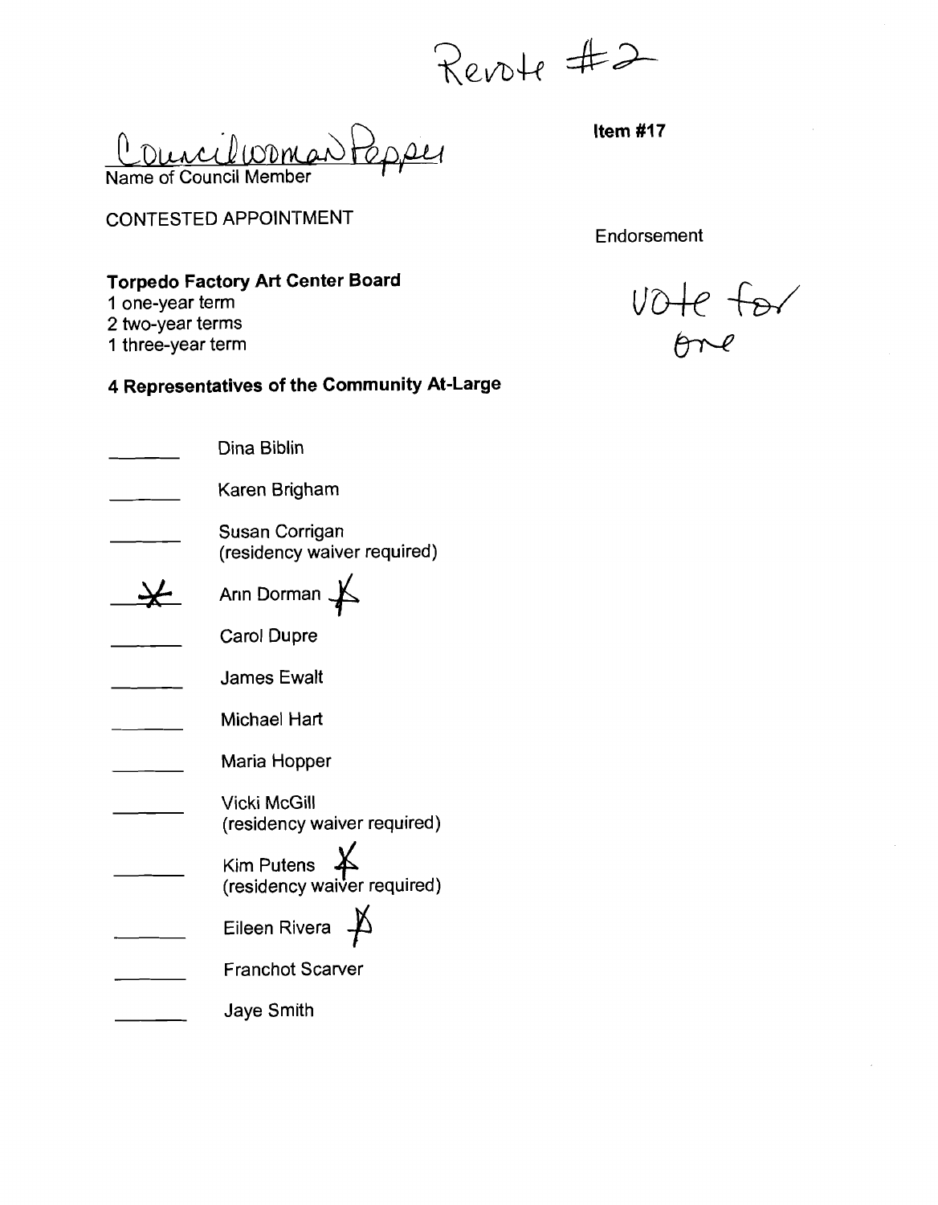Revote #2

Councilwoman Pepper
Name of Council Member

**Item #17**

CONTESTED APPOINTMENT

Endorsement

vote for one

**Torpedo Factory Art Center Board**
1 one-year term
2 two-year terms
1 three-year term

**4 Representatives of the Community At-Large**

- ____ Dina Biblin
- ____ Karen Brigham
- ____ Susan Corrigan (residency waiver required)
- X Ann Dorman X
- ____ Carol Dupre
- ____ James Ewalt
- ____ Michael Hart
- ____ Maria Hopper
- ____ Vicki McGill (residency waiver required)
- ____ Kim Putens X (residency waiver required)
- ____ Eileen Rivera X
- ____ Franchot Scarver
- ____ Jaye Smith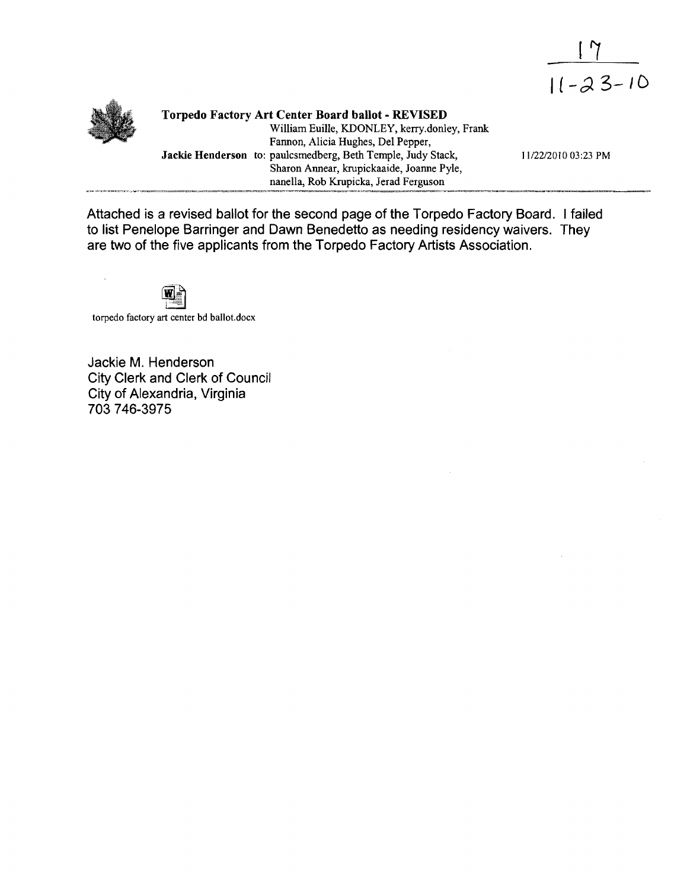17

11-23-10

**Torpedo Factory Art Center Board ballot - REVISED**

**Jackie Henderson** to: William Euille, KDONLEY, kerry.donley, Frank Fannon, Alicia Hughes, Del Pepper, paulcsmedberg, Beth Temple, Judy Stack, Sharon Annear, krupickaaide, Joanne Pyle, nanella, Rob Krupicka, Jerad Ferguson

11/22/2010 03:23 PM

Attached is a revised ballot for the second page of the Torpedo Factory Board. I failed to list Penelope Barringer and Dawn Benedetto as needing residency waivers. They are two of the five applicants from the Torpedo Factory Artists Association.

torpedo factory art center bd ballot.docx

Jackie M. Henderson
City Clerk and Clerk of Council
City of Alexandria, Virginia
703 746-3975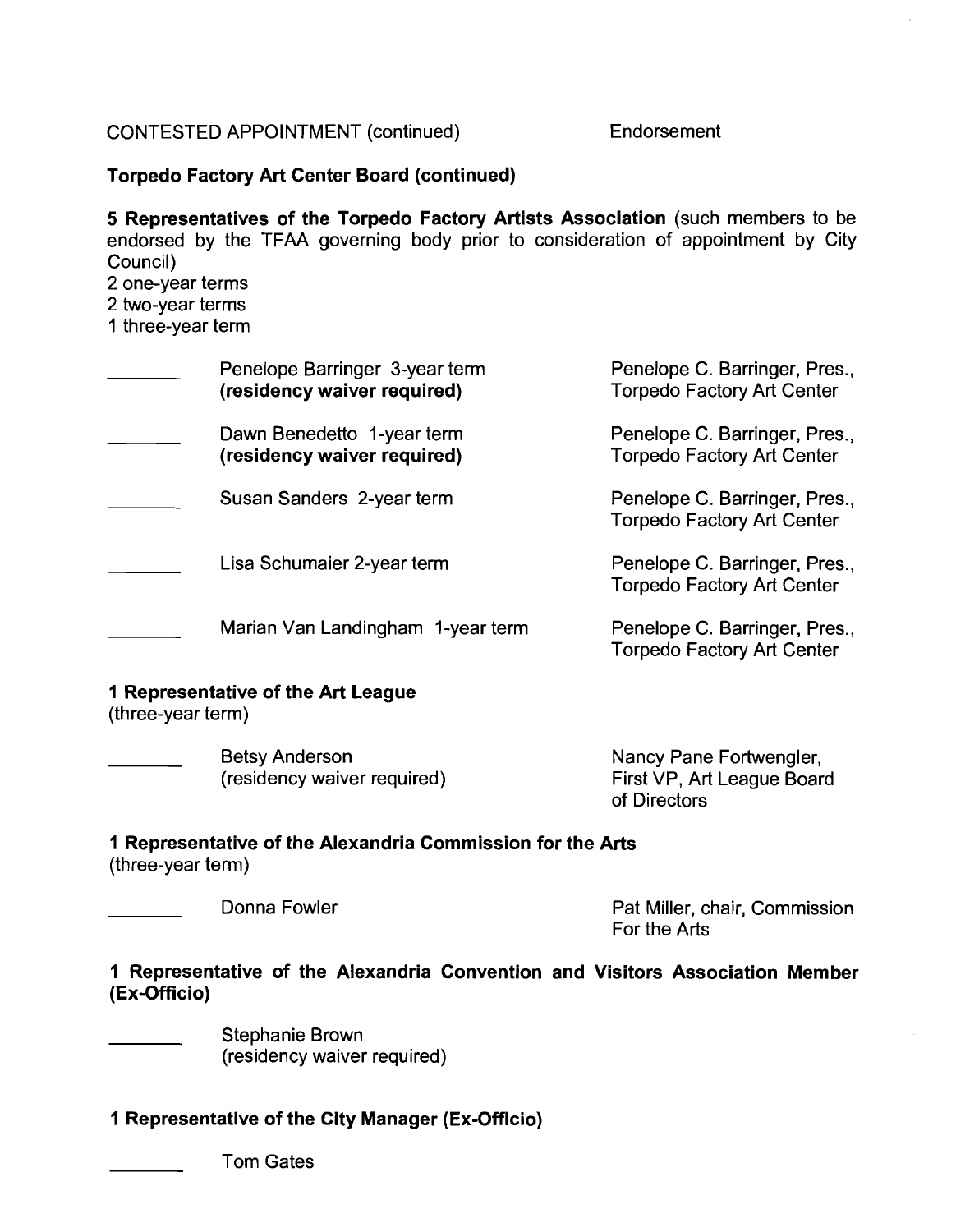CONTESTED APPOINTMENT (continued) — Endorsement

**Torpedo Factory Art Center Board (continued)**

**5 Representatives of the Torpedo Factory Artists Association** (such members to be endorsed by the TFAA governing body prior to consideration of appointment by City Council)
2 one-year terms
2 two-year terms
1 three-year term

| | Candidate | Endorsement |
|---|---|---|
| _______ | Penelope Barringer 3-year term **(residency waiver required)** | Penelope C. Barringer, Pres., Torpedo Factory Art Center |
| _______ | Dawn Benedetto 1-year term **(residency waiver required)** | Penelope C. Barringer, Pres., Torpedo Factory Art Center |
| _______ | Susan Sanders 2-year term | Penelope C. Barringer, Pres., Torpedo Factory Art Center |
| _______ | Lisa Schumaier 2-year term | Penelope C. Barringer, Pres., Torpedo Factory Art Center |
| _______ | Marian Van Landingham 1-year term | Penelope C. Barringer, Pres., Torpedo Factory Art Center |

**1 Representative of the Art League**
(three-year term)

| | Candidate | Endorsement |
|---|---|---|
| _______ | Betsy Anderson (residency waiver required) | Nancy Pane Fortwengler, First VP, Art League Board of Directors |

**1 Representative of the Alexandria Commission for the Arts**
(three-year term)

| | Candidate | Endorsement |
|---|---|---|
| _______ | Donna Fowler | Pat Miller, chair, Commission For the Arts |

**1 Representative of the Alexandria Convention and Visitors Association Member (Ex-Officio)**

_______ Stephanie Brown
(residency waiver required)

**1 Representative of the City Manager (Ex-Officio)**

_______ Tom Gates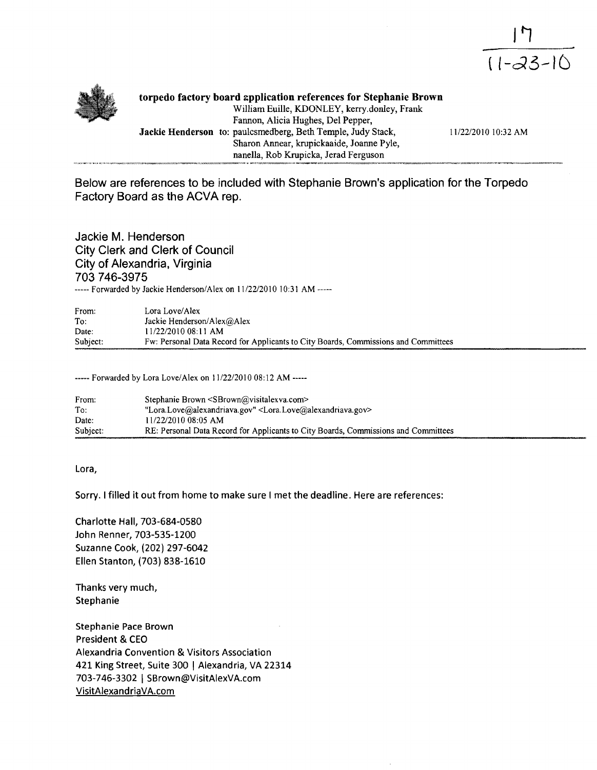17
11-23-10

**torpedo factory board application references for Stephanie Brown**

**Jackie Henderson** to: William Euille, KDONLEY, kerry.donley, Frank Fannon, Alicia Hughes, Del Pepper, paulcsmedberg, Beth Temple, Judy Stack, Sharon Annear, krupickaaide, Joanne Pyle, nanella, Rob Krupicka, Jerad Ferguson — 11/22/2010 10:32 AM

Below are references to be included with Stephanie Brown's application for the Torpedo Factory Board as the ACVA rep.

Jackie M. Henderson
City Clerk and Clerk of Council
City of Alexandria, Virginia
703 746-3975

----- Forwarded by Jackie Henderson/Alex on 11/22/2010 10:31 AM -----

| | |
|---|---|
| From: | Lora Love/Alex |
| To: | Jackie Henderson/Alex@Alex |
| Date: | 11/22/2010 08:11 AM |
| Subject: | Fw: Personal Data Record for Applicants to City Boards, Commissions and Committees |

----- Forwarded by Lora Love/Alex on 11/22/2010 08:12 AM -----

| | |
|---|---|
| From: | Stephanie Brown <SBrown@visitalexva.com> |
| To: | "Lora.Love@alexandriava.gov" <Lora.Love@alexandriava.gov> |
| Date: | 11/22/2010 08:05 AM |
| Subject: | RE: Personal Data Record for Applicants to City Boards, Commissions and Committees |

Lora,

Sorry. I filled it out from home to make sure I met the deadline. Here are references:

Charlotte Hall, 703-684-0580
John Renner, 703-535-1200
Suzanne Cook, (202) 297-6042
Ellen Stanton, (703) 838-1610

Thanks very much,
Stephanie

Stephanie Pace Brown
President & CEO
Alexandria Convention & Visitors Association
421 King Street, Suite 300 | Alexandria, VA 22314
703-746-3302 | SBrown@VisitAlexVA.com
VisitAlexandriaVA.com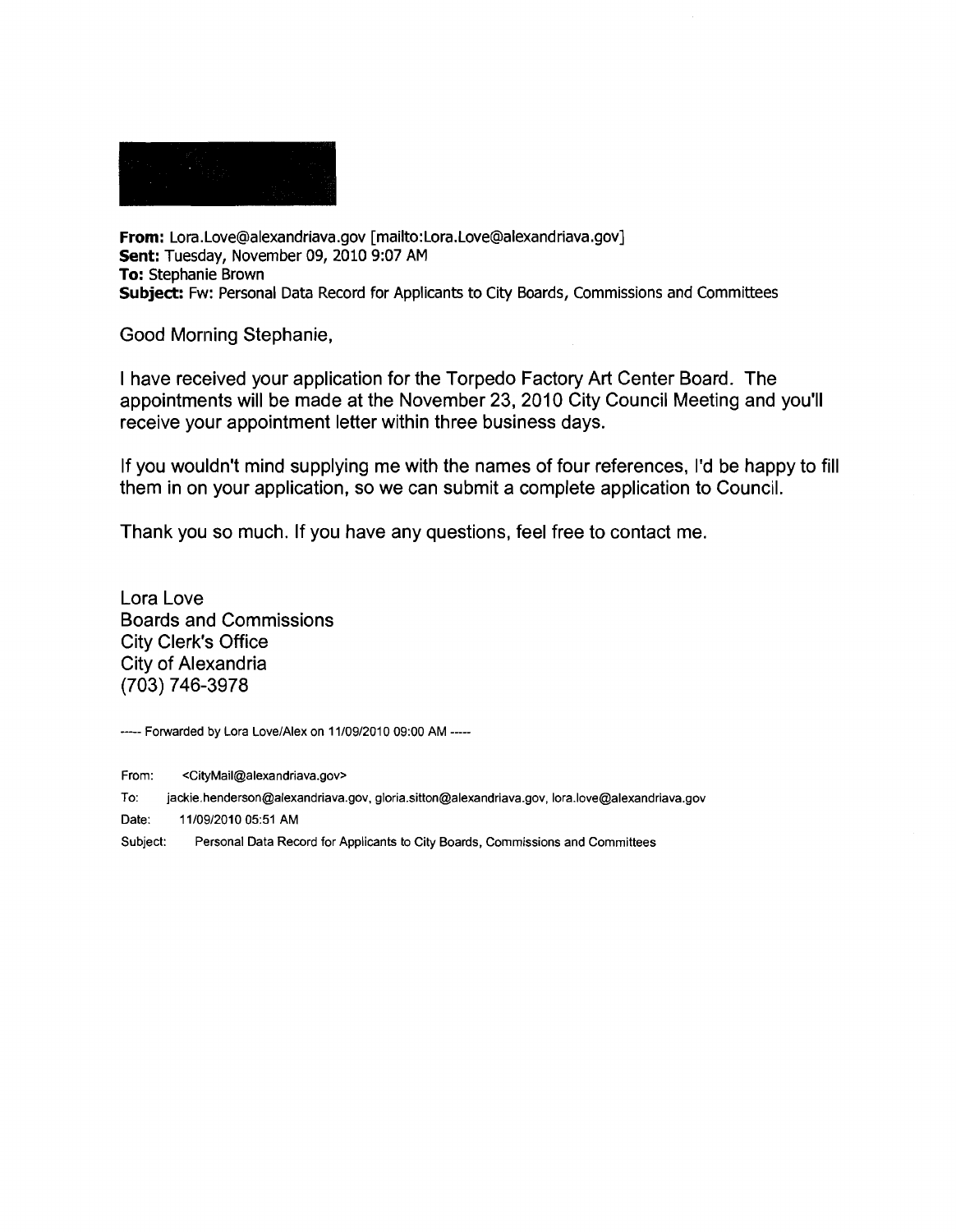**From:** Lora.Love@alexandriava.gov [mailto:Lora.Love@alexandriava.gov]
**Sent:** Tuesday, November 09, 2010 9:07 AM
**To:** Stephanie Brown
**Subject:** Fw: Personal Data Record for Applicants to City Boards, Commissions and Committees

Good Morning Stephanie,

I have received your application for the Torpedo Factory Art Center Board. The appointments will be made at the November 23, 2010 City Council Meeting and you'll receive your appointment letter within three business days.

If you wouldn't mind supplying me with the names of four references, I'd be happy to fill them in on your application, so we can submit a complete application to Council.

Thank you so much. If you have any questions, feel free to contact me.

Lora Love
Boards and Commissions
City Clerk's Office
City of Alexandria
(703) 746-3978

----- Forwarded by Lora Love/Alex on 11/09/2010 09:00 AM -----

From: <CityMail@alexandriava.gov>

To: jackie.henderson@alexandriava.gov, gloria.sitton@alexandriava.gov, lora.love@alexandriava.gov

Date: 11/09/2010 05:51 AM

Subject: Personal Data Record for Applicants to City Boards, Commissions and Committees